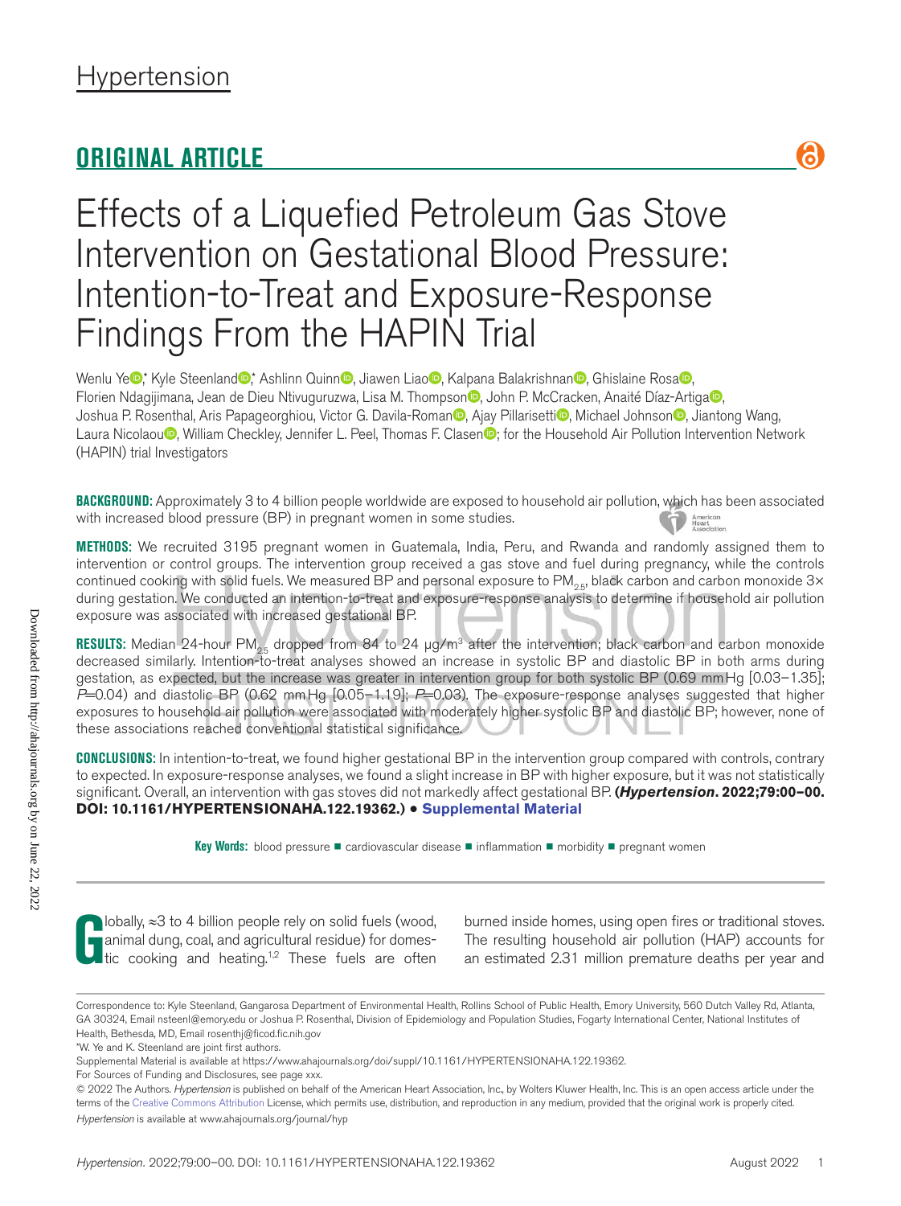# Hypertension

## ORIGINAL ARTICLE

# Effects of a Liquefied Petroleum Gas Stove Intervention on Gestational Blood Pressure: Intention-to-Treat and Exposure-Response Findings From the HAPIN Trial

Wenlu Ye,* Kyle Steenland,* Ashlinn Quinn, Jiawen Liao, Kalpana Balakrishnan, Ghislaine Rosa, Florien Ndagijimana, Jean de Dieu Ntivuguruzwa, Lisa M. Thompson, John P. McCracken, Anaité Díaz-Artiga, Joshua P. Rosenthal, Aris Papageorghiou, Victor G. Davila-Roman, Ajay Pillarisetti, Michael Johnson, Jiantong Wang, Laura Nicolaou, William Checkley, Jennifer L. Peel, Thomas F. Clasen; for the Household Air Pollution Intervention Network (HAPIN) trial Investigators

**BACKGROUND:** Approximately 3 to 4 billion people worldwide are exposed to household air pollution, which has been associated with increased blood pressure (BP) in pregnant women in some studies.

**METHODS:** We recruited 3195 pregnant women in Guatemala, India, Peru, and Rwanda and randomly assigned them to intervention or control groups. The intervention group received a gas stove and fuel during pregnancy, while the controls continued cooking with solid fuels. We measured BP and personal exposure to $PM_{2.5}$, black carbon and carbon monoxide 3× during gestation. We conducted an intention-to-treat and exposure-response analysis to determine if household air pollution exposure was associated with increased gestational BP.

**RESULTS:** Median 24-hour $PM_{2.5}$ dropped from 84 to 24 µg/m$^3$ after the intervention; black carbon and carbon monoxide decreased similarly. Intention-to-treat analyses showed an increase in systolic BP and diastolic BP in both arms during gestation, as expected, but the increase was greater in intervention group for both systolic BP (0.69 mm Hg [0.03–1.35]; $P$=0.04) and diastolic BP (0.62 mm Hg [0.05–1.19]; $P$=0.03). The exposure-response analyses suggested that higher exposures to household air pollution were associated with moderately higher systolic BP and diastolic BP; however, none of these associations reached conventional statistical significance.

**CONCLUSIONS:** In intention-to-treat, we found higher gestational BP in the intervention group compared with controls, contrary to expected. In exposure-response analyses, we found a slight increase in BP with higher exposure, but it was not statistically significant. Overall, an intervention with gas stoves did not markedly affect gestational BP. **(*Hypertension*. 2022;79:00–00. DOI: 10.1161/HYPERTENSIONAHA.122.19362.)** • **Supplemental Material**

**Key Words:** blood pressure ■ cardiovascular disease ■ inflammation ■ morbidity ■ pregnant women

Globally, ≈3 to 4 billion people rely on solid fuels (wood, animal dung, coal, and agricultural residue) for domestic cooking and heating.[1,2] These fuels are often burned inside homes, using open fires or traditional stoves. The resulting household air pollution (HAP) accounts for an estimated 2.31 million premature deaths per year and

---

Correspondence to: Kyle Steenland, Gangarosa Department of Environmental Health, Rollins School of Public Health, Emory University, 560 Dutch Valley Rd, Atlanta, GA 30324, Email nsteenl@emory.edu or Joshua P. Rosenthal, Division of Epidemiology and Population Studies, Fogarty International Center, National Institutes of Health, Bethesda, MD, Email rosenthj@ficod.fic.nih.gov

*W. Ye and K. Steenland are joint first authors.

Supplemental Material is available at https://www.ahajournals.org/doi/suppl/10.1161/HYPERTENSIONAHA.122.19362.

For Sources of Funding and Disclosures, see page xxx.

© 2022 The Authors. *Hypertension* is published on behalf of the American Heart Association, Inc., by Wolters Kluwer Health, Inc. This is an open access article under the terms of the Creative Commons Attribution License, which permits use, distribution, and reproduction in any medium, provided that the original work is properly cited.

*Hypertension* is available at www.ahajournals.org/journal/hyp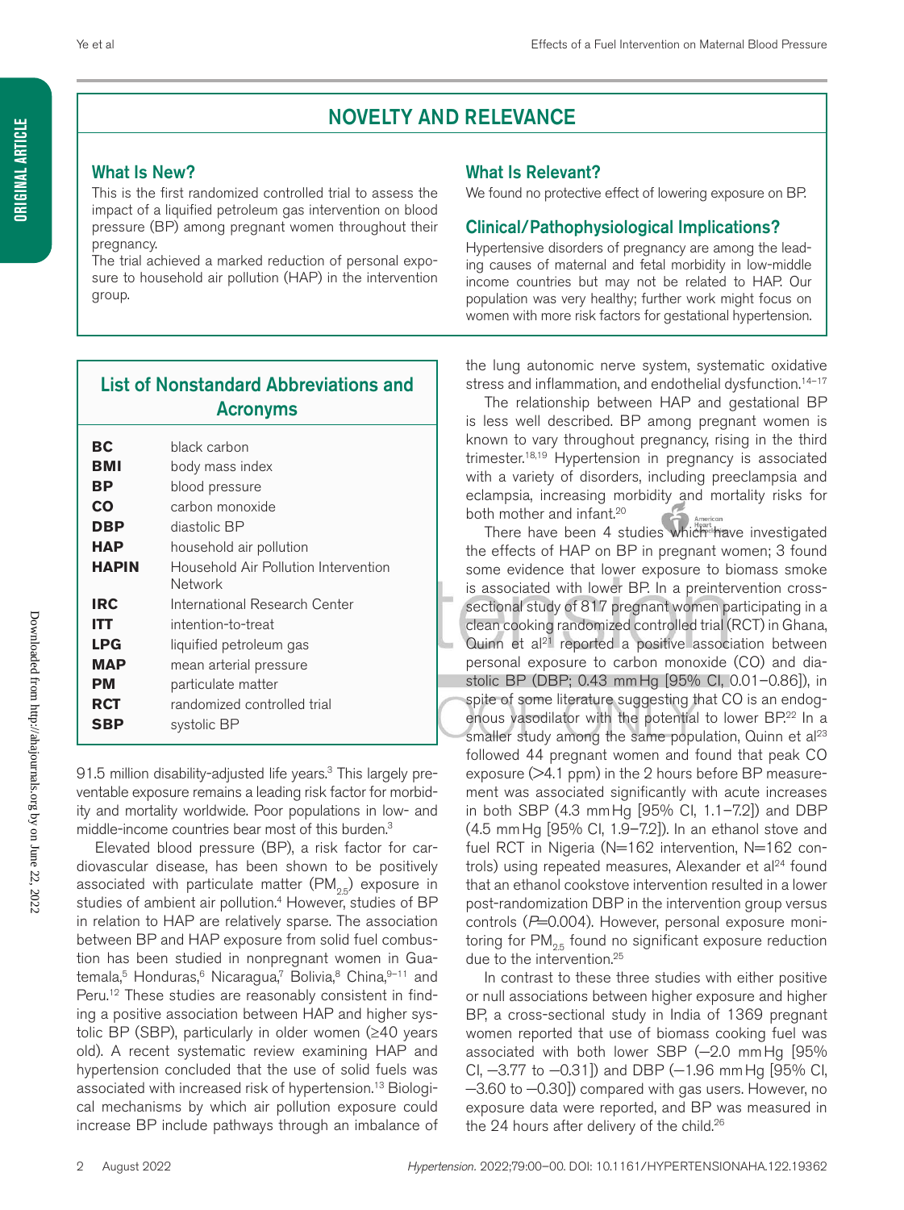## NOVELTY AND RELEVANCE

### What Is New?

This is the first randomized controlled trial to assess the impact of a liquified petroleum gas intervention on blood pressure (BP) among pregnant women throughout their pregnancy.

The trial achieved a marked reduction of personal exposure to household air pollution (HAP) in the intervention group.

### What Is Relevant?

We found no protective effect of lowering exposure on BP.

### Clinical/Pathophysiological Implications?

Hypertensive disorders of pregnancy are among the leading causes of maternal and fetal morbidity in low-middle income countries but may not be related to HAP. Our population was very healthy; further work might focus on women with more risk factors for gestational hypertension.

### List of Nonstandard Abbreviations and Acronyms

| | |
|---|---|
| **BC** | black carbon |
| **BMI** | body mass index |
| **BP** | blood pressure |
| **CO** | carbon monoxide |
| **DBP** | diastolic BP |
| **HAP** | household air pollution |
| **HAPIN** | Household Air Pollution Intervention Network |
| **IRC** | International Research Center |
| **ITT** | intention-to-treat |
| **LPG** | liquified petroleum gas |
| **MAP** | mean arterial pressure |
| **PM** | particulate matter |
| **RCT** | randomized controlled trial |
| **SBP** | systolic BP |

91.5 million disability-adjusted life years.[3] This largely preventable exposure remains a leading risk factor for morbidity and mortality worldwide. Poor populations in low- and middle-income countries bear most of this burden.[3]

Elevated blood pressure (BP), a risk factor for cardiovascular disease, has been shown to be positively associated with particulate matter ($PM_{2.5}$) exposure in studies of ambient air pollution.[4] However, studies of BP in relation to HAP are relatively sparse. The association between BP and HAP exposure from solid fuel combustion has been studied in nonpregnant women in Guatemala,[5] Honduras,[6] Nicaragua,[7] Bolivia,[8] China,[9–11] and Peru.[12] These studies are reasonably consistent in finding a positive association between HAP and higher systolic BP (SBP), particularly in older women (≥40 years old). A recent systematic review examining HAP and hypertension concluded that the use of solid fuels was associated with increased risk of hypertension.[13] Biological mechanisms by which air pollution exposure could increase BP include pathways through an imbalance of the lung autonomic nerve system, systematic oxidative stress and inflammation, and endothelial dysfunction.[14–17]

The relationship between HAP and gestational BP is less well described. BP among pregnant women is known to vary throughout pregnancy, rising in the third trimester.[18,19] Hypertension in pregnancy is associated with a variety of disorders, including preeclampsia and eclampsia, increasing morbidity and mortality risks for both mother and infant.[20]

There have been 4 studies which have investigated the effects of HAP on BP in pregnant women; 3 found some evidence that lower exposure to biomass smoke is associated with lower BP. In a preintervention cross-sectional study of 817 pregnant women participating in a clean cooking randomized controlled trial (RCT) in Ghana, Quinn et al[21] reported a positive association between personal exposure to carbon monoxide (CO) and diastolic BP (DBP; 0.43 mm Hg [95% CI, 0.01–0.86]), in spite of some literature suggesting that CO is an endogenous vasodilator with the potential to lower BP.[22] In a smaller study among the same population, Quinn et al[23] followed 44 pregnant women and found that peak CO exposure (>4.1 ppm) in the 2 hours before BP measurement was associated significantly with acute increases in both SBP (4.3 mm Hg [95% CI, 1.1–7.2]) and DBP (4.5 mm Hg [95% CI, 1.9–7.2]). In an ethanol stove and fuel RCT in Nigeria (N=162 intervention, N=162 controls) using repeated measures, Alexander et al[24] found that an ethanol cookstove intervention resulted in a lower post-randomization DBP in the intervention group versus controls ($P$=0.004). However, personal exposure monitoring for $PM_{2.5}$ found no significant exposure reduction due to the intervention.[25]

In contrast to these three studies with either positive or null associations between higher exposure and higher BP, a cross-sectional study in India of 1369 pregnant women reported that use of biomass cooking fuel was associated with both lower SBP (−2.0 mm Hg [95% CI, −3.77 to −0.31]) and DBP (−1.96 mm Hg [95% CI, −3.60 to −0.30]) compared with gas users. However, no exposure data were reported, and BP was measured in the 24 hours after delivery of the child.[26]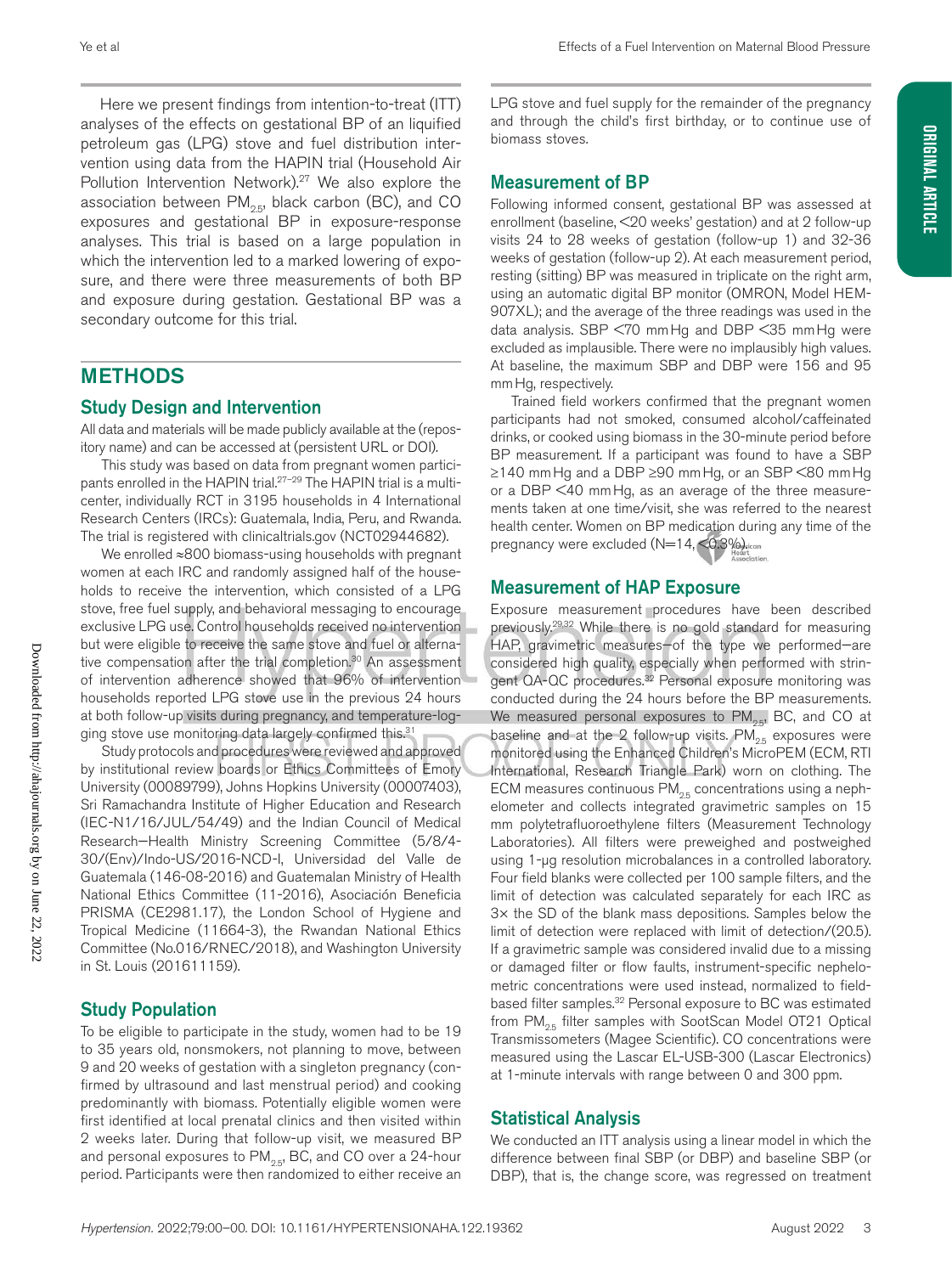Here we present findings from intention-to-treat (ITT) analyses of the effects on gestational BP of an liquified petroleum gas (LPG) stove and fuel distribution intervention using data from the HAPIN trial (Household Air Pollution Intervention Network).[27] We also explore the association between $PM_{2.5}$, black carbon (BC), and CO exposures and gestational BP in exposure-response analyses. This trial is based on a large population in which the intervention led to a marked lowering of exposure, and there were three measurements of both BP and exposure during gestation. Gestational BP was a secondary outcome for this trial.

## METHODS

### Study Design and Intervention

All data and materials will be made publicly available at the (repository name) and can be accessed at (persistent URL or DOI).

This study was based on data from pregnant women participants enrolled in the HAPIN trial.[27–29] The HAPIN trial is a multicenter, individually RCT in 3195 households in 4 International Research Centers (IRCs): Guatemala, India, Peru, and Rwanda. The trial is registered with clinicaltrials.gov (NCT02944682).

We enrolled ≈800 biomass-using households with pregnant women at each IRC and randomly assigned half of the households to receive the intervention, which consisted of a LPG stove, free fuel supply, and behavioral messaging to encourage exclusive LPG use. Control households received no intervention but were eligible to receive the same stove and fuel or alternative compensation after the trial completion.[30] An assessment of intervention adherence showed that 96% of intervention households reported LPG stove use in the previous 24 hours at both follow-up visits during pregnancy, and temperature-logging stove use monitoring data largely confirmed this.[31]

Study protocols and procedures were reviewed and approved by institutional review boards or Ethics Committees of Emory University (00089799), Johns Hopkins University (00007403), Sri Ramachandra Institute of Higher Education and Research (IEC-N1/16/JUL/54/49) and the Indian Council of Medical Research—Health Ministry Screening Committee (5/8/4-30/(Env)/Indo-US/2016-NCD-I, Universidad del Valle de Guatemala (146-08-2016) and Guatemalan Ministry of Health National Ethics Committee (11-2016), Asociación Beneficia PRISMA (CE2981.17), the London School of Hygiene and Tropical Medicine (11664-3), the Rwandan National Ethics Committee (No.016/RNEC/2018), and Washington University in St. Louis (201611159).

### Study Population

To be eligible to participate in the study, women had to be 19 to 35 years old, nonsmokers, not planning to move, between 9 and 20 weeks of gestation with a singleton pregnancy (confirmed by ultrasound and last menstrual period) and cooking predominantly with biomass. Potentially eligible women were first identified at local prenatal clinics and then visited within 2 weeks later. During that follow-up visit, we measured BP and personal exposures to $PM_{2.5}$, BC, and CO over a 24-hour period. Participants were then randomized to either receive an LPG stove and fuel supply for the remainder of the pregnancy and through the child's first birthday, or to continue use of biomass stoves.

### Measurement of BP

Following informed consent, gestational BP was assessed at enrollment (baseline, <20 weeks' gestation) and at 2 follow-up visits 24 to 28 weeks of gestation (follow-up 1) and 32-36 weeks of gestation (follow-up 2). At each measurement period, resting (sitting) BP was measured in triplicate on the right arm, using an automatic digital BP monitor (OMRON, Model HEM-907XL); and the average of the three readings was used in the data analysis. SBP <70 mm Hg and DBP <35 mm Hg were excluded as implausible. There were no implausibly high values. At baseline, the maximum SBP and DBP were 156 and 95 mm Hg, respectively.

Trained field workers confirmed that the pregnant women participants had not smoked, consumed alcohol/caffeinated drinks, or cooked using biomass in the 30-minute period before BP measurement. If a participant was found to have a SBP ≥140 mm Hg and a DBP ≥90 mm Hg, or an SBP <80 mm Hg or a DBP <40 mm Hg, as an average of the three measurements taken at one time/visit, she was referred to the nearest health center. Women on BP medication during any time of the pregnancy were excluded (N=14, <0.3%).

### Measurement of HAP Exposure

Exposure measurement procedures have been described previously.[29,32] While there is no gold standard for measuring HAP, gravimetric measures—of the type we performed—are considered high quality, especially when performed with stringent QA-QC procedures.[32] Personal exposure monitoring was conducted during the 24 hours before the BP measurements. We measured personal exposures to $PM_{2.5}$, BC, and CO at baseline and at the 2 follow-up visits. $PM_{2.5}$ exposures were monitored using the Enhanced Children's MicroPEM (ECM, RTI International, Research Triangle Park) worn on clothing. The ECM measures continuous $PM_{2.5}$ concentrations using a nephelometer and collects integrated gravimetric samples on 15 mm polytetrafluoroethylene filters (Measurement Technology Laboratories). All filters were preweighed and postweighed using 1-µg resolution microbalances in a controlled laboratory. Four field blanks were collected per 100 sample filters, and the limit of detection was calculated separately for each IRC as 3× the SD of the blank mass depositions. Samples below the limit of detection were replaced with limit of detection/(2^0.5). If a gravimetric sample was considered invalid due to a missing or damaged filter or flow faults, instrument-specific nephelometric concentrations were used instead, normalized to field-based filter samples.[32] Personal exposure to BC was estimated from $PM_{2.5}$ filter samples with SootScan Model OT21 Optical Transmissometers (Magee Scientific). CO concentrations were measured using the Lascar EL-USB-300 (Lascar Electronics) at 1-minute intervals with range between 0 and 300 ppm.

### Statistical Analysis

We conducted an ITT analysis using a linear model in which the difference between final SBP (or DBP) and baseline SBP (or DBP), that is, the change score, was regressed on treatment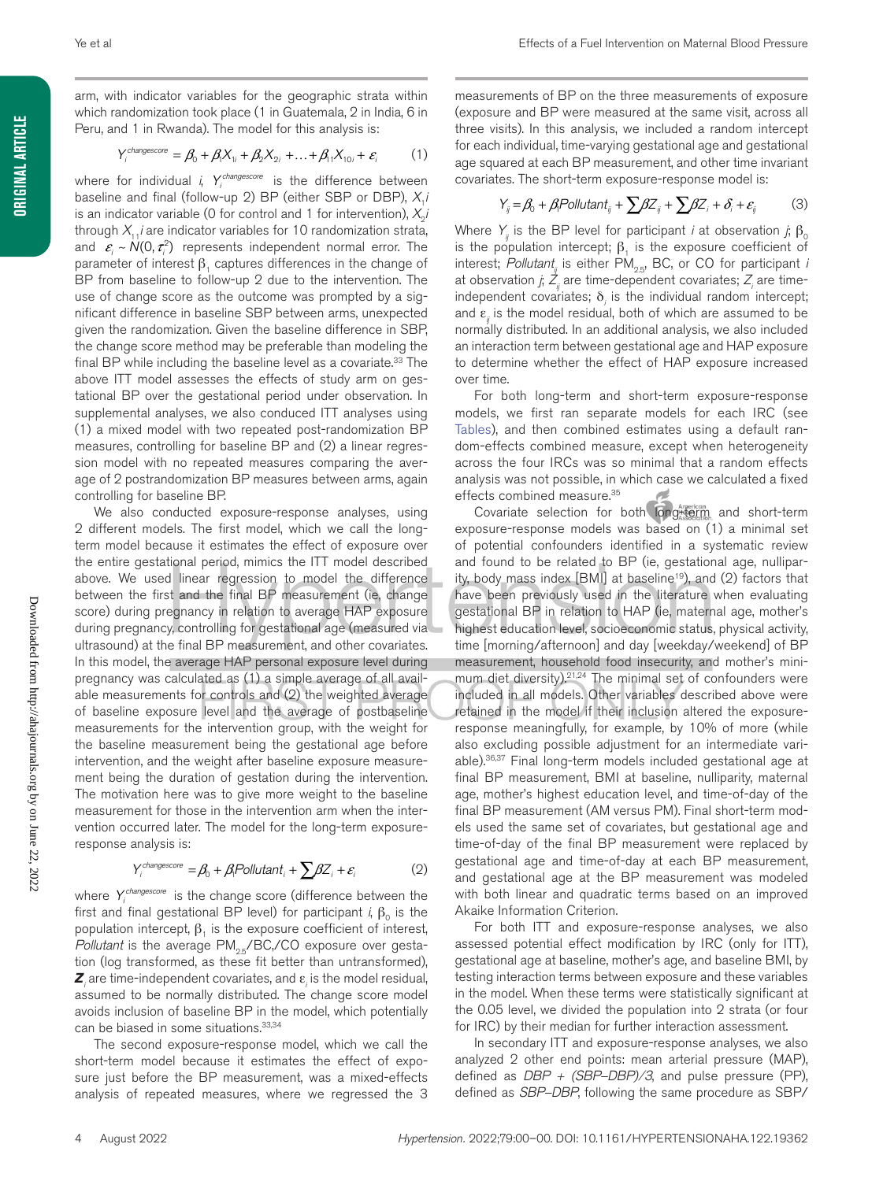arm, with indicator variables for the geographic strata within which randomization took place (1 in Guatemala, 2 in India, 6 in Peru, and 1 in Rwanda). The model for this analysis is:

$$Y_i^{changescore} = \beta_0 + \beta_1 X_{1i} + \beta_2 X_{2i} + \ldots + \beta_{11} X_{10i} + \varepsilon_i \qquad (1)$$

where for individual $i$, $Y_i^{changescore}$ is the difference between baseline and final (follow-up 2) BP (either SBP or DBP), $X_1 i$ is an indicator variable (0 for control and 1 for intervention), $X_2 i$ through $X_{11} i$ are indicator variables for 10 randomization strata, and $\varepsilon_i \sim N(0, \tau_i^2)$ represents independent normal error. The parameter of interest $\beta_1$ captures differences in the change of BP from baseline to follow-up 2 due to the intervention. The use of change score as the outcome was prompted by a significant difference in baseline SBP between arms, unexpected given the randomization. Given the baseline difference in SBP, the change score method may be preferable than modeling the final BP while including the baseline level as a covariate.[33] The above ITT model assesses the effects of study arm on gestational BP over the gestational period under observation. In supplemental analyses, we also conducted ITT analyses using (1) a mixed model with two repeated post-randomization BP measures, controlling for baseline BP and (2) a linear regression model with no repeated measures comparing the average of 2 postrandomization BP measures between arms, again controlling for baseline BP.

We also conducted exposure-response analyses, using 2 different models. The first model, which we call the long-term model because it estimates the effect of exposure over the entire gestational period, mimics the ITT model described above. We used linear regression to model the difference between the first and the final BP measurement (ie, change score) during pregnancy in relation to average HAP exposure during pregnancy, controlling for gestational age (measured via ultrasound) at the final BP measurement, and other covariates. In this model, the average HAP personal exposure level during pregnancy was calculated as (1) a simple average of all available measurements for controls and (2) the weighted average of baseline exposure level and the average of postbaseline measurements for the intervention group, with the weight for the baseline measurement being the gestational age before intervention, and the weight after baseline exposure measurement being the duration of gestation during the intervention. The motivation here was to give more weight to the baseline measurement for those in the intervention arm when the intervention occurred later. The model for the long-term exposure-response analysis is:

$$Y_i^{changescore} = \beta_0 + \beta_1 Pollutant_i + \sum \beta Z_i + \varepsilon_i \qquad (2)$$

where $Y_i^{changescore}$ is the change score (difference between the first and final gestational BP level) for participant $i$, $\beta_0$ is the population intercept, $\beta_1$ is the exposure coefficient of interest, *Pollutant* is the average $PM_{2.5}$/BC/CO exposure over gestation (log transformed, as these fit better than untransformed), $\boldsymbol{Z}_i$ are time-independent covariates, and $\varepsilon_i$ is the model residual, assumed to be normally distributed. The change score model avoids inclusion of baseline BP in the model, which potentially can be biased in some situations.[33,34]

The second exposure-response model, which we call the short-term model because it estimates the effect of exposure just before the BP measurement, was a mixed-effects analysis of repeated measures, where we regressed the 3 measurements of BP on the three measurements of exposure (exposure and BP were measured at the same visit, across all three visits). In this analysis, we included a random intercept for each individual, time-varying gestational age and gestational age squared at each BP measurement, and other time invariant covariates. The short-term exposure-response model is:

$$Y_{ij} = \beta_0 + \beta_1 Pollutant_{ij} + \sum \beta Z_{ij} + \sum \beta Z_i + \delta_i + \varepsilon_{ij} \qquad (3)$$

Where $Y_{ij}$ is the BP level for participant $i$ at observation $j$; $\beta_0$ is the population intercept; $\beta_1$ is the exposure coefficient of interest; $Pollutant_{ij}$ is either $PM_{2.5}$, BC, or CO for participant $i$ at observation $j$; $Z_{ij}$ are time-dependent covariates; $Z_i$ are time-independent covariates; $\delta_i$ is the individual random intercept; and $\varepsilon_{ij}$ is the model residual, both of which are assumed to be normally distributed. In an additional analysis, we also included an interaction term between gestational age and HAP exposure to determine whether the effect of HAP exposure increased over time.

For both long-term and short-term exposure-response models, we first ran separate models for each IRC (see Tables), and then combined estimates using a default random-effects combined measure, except when heterogeneity across the four IRCs was so minimal that a random effects analysis was not possible, in which case we calculated a fixed effects combined measure.[35]

Covariate selection for both long-term and short-term exposure-response models was based on (1) a minimal set of potential confounders identified in a systematic review and found to be related to BP (ie, gestational age, nulliparity, body mass index [BMI] at baseline[19]), and (2) factors that have been previously used in the literature when evaluating gestational BP in relation to HAP (ie, maternal age, mother's highest education level, socioeconomic status, physical activity, time [morning/afternoon] and day [weekday/weekend] of BP measurement, household food insecurity, and mother's minimum diet diversity).[21,24] The minimal set of confounders were included in all models. Other variables described above were retained in the model if their inclusion altered the exposure-response meaningfully, for example, by 10% of more (while also excluding possible adjustment for an intermediate variable).[36,37] Final long-term models included gestational age at final BP measurement, BMI at baseline, nulliparity, maternal age, mother's highest education level, and time-of-day of the final BP measurement (AM versus PM). Final short-term models used the same set of covariates, but gestational age and time-of-day of the final BP measurement were replaced by gestational age and time-of-day at each BP measurement, and gestational age at the BP measurement was modeled with both linear and quadratic terms based on an improved Akaike Information Criterion.

For both ITT and exposure-response analyses, we also assessed potential effect modification by IRC (only for ITT), gestational age at baseline, mother's age, and baseline BMI, by testing interaction terms between exposure and these variables in the model. When these terms were statistically significant at the 0.05 level, we divided the population into 2 strata (or four for IRC) by their median for further interaction assessment.

In secondary ITT and exposure-response analyses, we also analyzed 2 other end points: mean arterial pressure (MAP), defined as *DBP + (SBP–DBP)/3*, and pulse pressure (PP), defined as *SBP–DBP*, following the same procedure as SBP/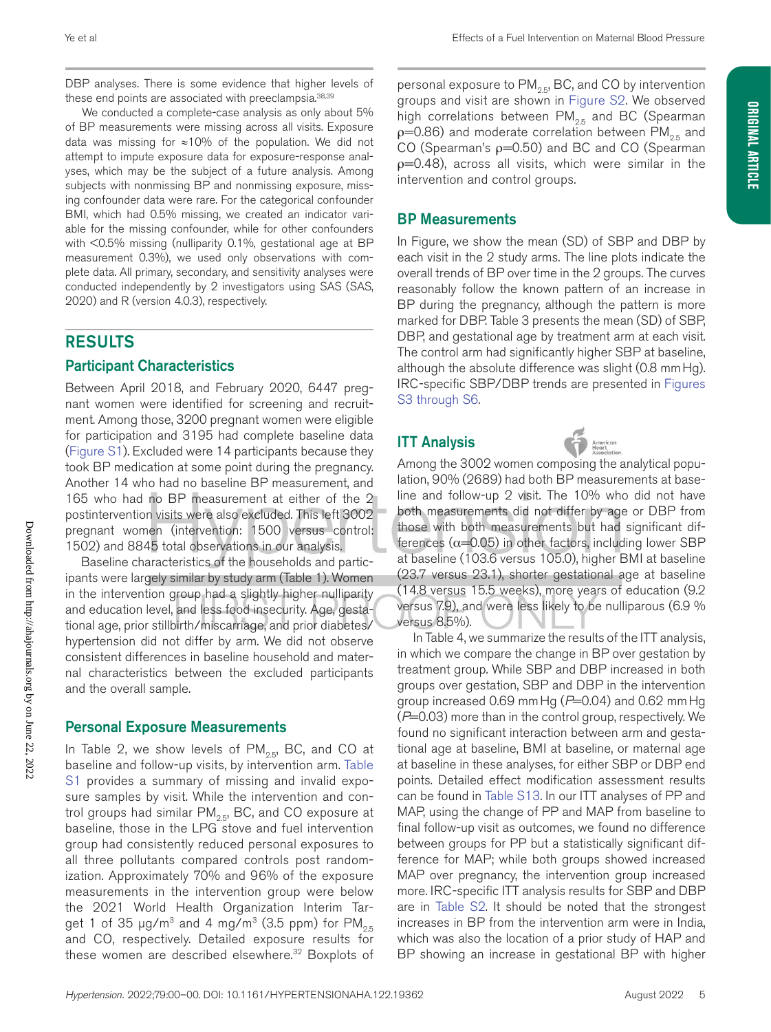DBP analyses. There is some evidence that higher levels of these end points are associated with preeclampsia.[38,39]

We conducted a complete-case analysis as only about 5% of BP measurements were missing across all visits. Exposure data was missing for ≈10% of the population. We did not attempt to impute exposure data for exposure-response analyses, which may be the subject of a future analysis. Among subjects with nonmissing BP and nonmissing exposure, missing confounder data were rare. For the categorical confounder BMI, which had 0.5% missing, we created an indicator variable for the missing confounder, while for other confounders with <0.5% missing (nulliparity 0.1%, gestational age at BP measurement 0.3%), we used only observations with complete data. All primary, secondary, and sensitivity analyses were conducted independently by 2 investigators using SAS (SAS, 2020) and R (version 4.0.3), respectively.

## RESULTS

### Participant Characteristics

Between April 2018, and February 2020, 6447 pregnant women were identified for screening and recruitment. Among those, 3200 pregnant women were eligible for participation and 3195 had complete baseline data (Figure S1). Excluded were 14 participants because they took BP medication at some point during the pregnancy. Another 14 who had no baseline BP measurement, and 165 who had no BP measurement at either of the 2 postintervention visits were also excluded. This left 3002 pregnant women (intervention: 1500 versus control: 1502) and 8845 total observations in our analysis.

Baseline characteristics of the households and participants were largely similar by study arm (Table 1). Women in the intervention group had a slightly higher nulliparity and education level, and less food insecurity. Age, gestational age, prior stillbirth/miscarriage, and prior diabetes/hypertension did not differ by arm. We did not observe consistent differences in baseline household and maternal characteristics between the excluded participants and the overall sample.

### Personal Exposure Measurements

In Table 2, we show levels of $PM_{2.5}$, BC, and CO at baseline and follow-up visits, by intervention arm. Table S1 provides a summary of missing and invalid exposure samples by visit. While the intervention and control groups had similar $PM_{2.5}$, BC, and CO exposure at baseline, those in the LPG stove and fuel intervention group had consistently reduced personal exposures to all three pollutants compared controls post randomization. Approximately 70% and 96% of the exposure measurements in the intervention group were below the 2021 World Health Organization Interim Target 1 of 35 μg/m$^3$ and 4 mg/m$^3$ (3.5 ppm) for $PM_{2.5}$ and CO, respectively. Detailed exposure results for these women are described elsewhere.[32] Boxplots of personal exposure to $PM_{2.5}$, BC, and CO by intervention groups and visit are shown in Figure S2. We observed high correlations between $PM_{2.5}$ and BC (Spearman $\rho$=0.86) and moderate correlation between $PM_{2.5}$ and CO (Spearman's $\rho$=0.50) and BC and CO (Spearman $\rho$=0.48), across all visits, which were similar in the intervention and control groups.

### BP Measurements

In Figure, we show the mean (SD) of SBP and DBP by each visit in the 2 study arms. The line plots indicate the overall trends of BP over time in the 2 groups. The curves reasonably follow the known pattern of an increase in BP during the pregnancy, although the pattern is more marked for DBP. Table 3 presents the mean (SD) of SBP, DBP, and gestational age by treatment arm at each visit. The control arm had significantly higher SBP at baseline, although the absolute difference was slight (0.8 mm Hg). IRC-specific SBP/DBP trends are presented in Figures S3 through S6.

### ITT Analysis

Among the 3002 women composing the analytical population, 90% (2689) had both BP measurements at baseline and follow-up 2 visit. The 10% who did not have both measurements did not differ by age or DBP from those with both measurements but had significant differences ($\alpha$=0.05) in other factors, including lower SBP at baseline (103.6 versus 105.0), higher BMI at baseline (23.7 versus 23.1), shorter gestational age at baseline (14.8 versus 15.5 weeks), more years of education (9.2 versus 7.9), and were less likely to be nulliparous (6.9 % versus 8.5%).

In Table 4, we summarize the results of the ITT analysis, in which we compare the change in BP over gestation by treatment group. While SBP and DBP increased in both groups over gestation, SBP and DBP in the intervention group increased 0.69 mm Hg ($P$=0.04) and 0.62 mm Hg ($P$=0.03) more than in the control group, respectively. We found no significant interaction between arm and gestational age at baseline, BMI at baseline, or maternal age at baseline in these analyses, for either SBP or DBP end points. Detailed effect modification assessment results can be found in Table S13. In our ITT analyses of PP and MAP, using the change of PP and MAP from baseline to final follow-up visit as outcomes, we found no difference between groups for PP but a statistically significant difference for MAP; while both groups showed increased MAP over pregnancy, the intervention group increased more. IRC-specific ITT analysis results for SBP and DBP are in Table S2. It should be noted that the strongest increases in BP from the intervention arm were in India, which was also the location of a prior study of HAP and BP showing an increase in gestational BP with higher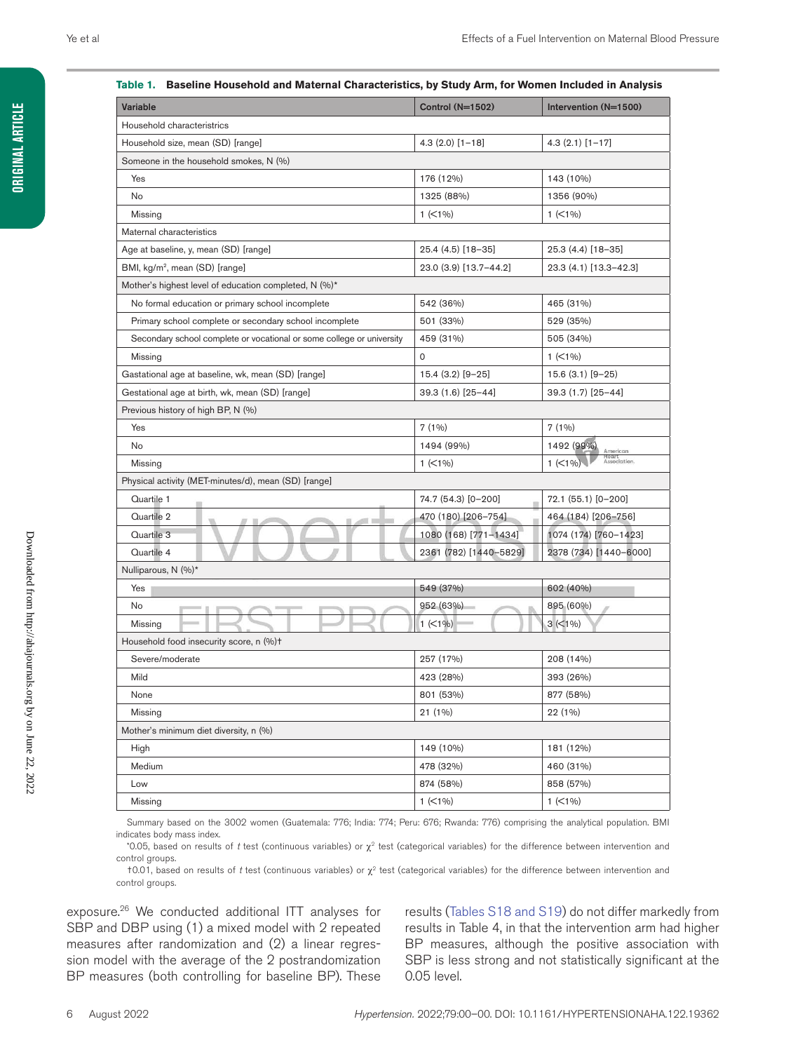**Table 1. Baseline Household and Maternal Characteristics, by Study Arm, for Women Included in Analysis**

| Variable | Control (N=1502) | Intervention (N=1500) |
|---|---|---|
| Household characteristics | | |
| Household size, mean (SD) [range] | 4.3 (2.0) [1–18] | 4.3 (2.1) [1–17] |
| Someone in the household smokes, N (%) | | |
| Yes | 176 (12%) | 143 (10%) |
| No | 1325 (88%) | 1356 (90%) |
| Missing | 1 (<1%) | 1 (<1%) |
| Maternal characteristics | | |
| Age at baseline, y, mean (SD) [range] | 25.4 (4.5) [18–35] | 25.3 (4.4) [18–35] |
| BMI, kg/m$^2$, mean (SD) [range] | 23.0 (3.9) [13.7–44.2] | 23.3 (4.1) [13.3–42.3] |
| Mother's highest level of education completed, N (%)* | | |
| No formal education or primary school incomplete | 542 (36%) | 465 (31%) |
| Primary school complete or secondary school incomplete | 501 (33%) | 529 (35%) |
| Secondary school complete or vocational or some college or university | 459 (31%) | 505 (34%) |
| Missing | 0 | 1 (<1%) |
| Gastational age at baseline, wk, mean (SD) [range] | 15.4 (3.2) [9–25] | 15.6 (3.1) [9–25] |
| Gestational age at birth, wk, mean (SD) [range] | 39.3 (1.6) [25–44] | 39.3 (1.7) [25–44] |
| Previous history of high BP, N (%) | | |
| Yes | 7 (1%) | 7 (1%) |
| No | 1494 (99%) | 1492 (99%) |
| Missing | 1 (<1%) | 1 (<1%) |
| Physical activity (MET-minutes/d), mean (SD) [range] | | |
| Quartile 1 | 74.7 (54.3) [0–200] | 72.1 (55.1) [0–200] |
| Quartile 2 | 470 (180) [206–754] | 464 (184) [206–756] |
| Quartile 3 | 1080 (168) [771–1434] | 1074 (174) [760–1423] |
| Quartile 4 | 2361 (782) [1440–5829] | 2378 (734) [1440–6000] |
| Nulliparous, N (%)* | | |
| Yes | 549 (37%) | 602 (40%) |
| No | 952 (63%) | 895 (60%) |
| Missing | 1 (<1%) | 3 (<1%) |
| Household food insecurity score, n (%)† | | |
| Severe/moderate | 257 (17%) | 208 (14%) |
| Mild | 423 (28%) | 393 (26%) |
| None | 801 (53%) | 877 (58%) |
| Missing | 21 (1%) | 22 (1%) |
| Mother's minimum diet diversity, n (%) | | |
| High | 149 (10%) | 181 (12%) |
| Medium | 478 (32%) | 460 (31%) |
| Low | 874 (58%) | 858 (57%) |
| Missing | 1 (<1%) | 1 (<1%) |

Summary based on the 3002 women (Guatemala: 776; India: 774; Peru: 676; Rwanda: 776) comprising the analytical population. BMI indicates body mass index.

*0.05, based on results of *t* test (continuous variables) or $\chi^2$ test (categorical variables) for the difference between intervention and control groups.

†0.01, based on results of *t* test (continuous variables) or $\chi^2$ test (categorical variables) for the difference between intervention and control groups.

exposure.[26] We conducted additional ITT analyses for SBP and DBP using (1) a mixed model with 2 repeated measures after randomization and (2) a linear regression model with the average of the 2 postrandomization BP measures (both controlling for baseline BP). These results (Tables S18 and S19) do not differ markedly from results in Table 4, in that the intervention arm had higher BP measures, although the positive association with SBP is less strong and not statistically significant at the 0.05 level.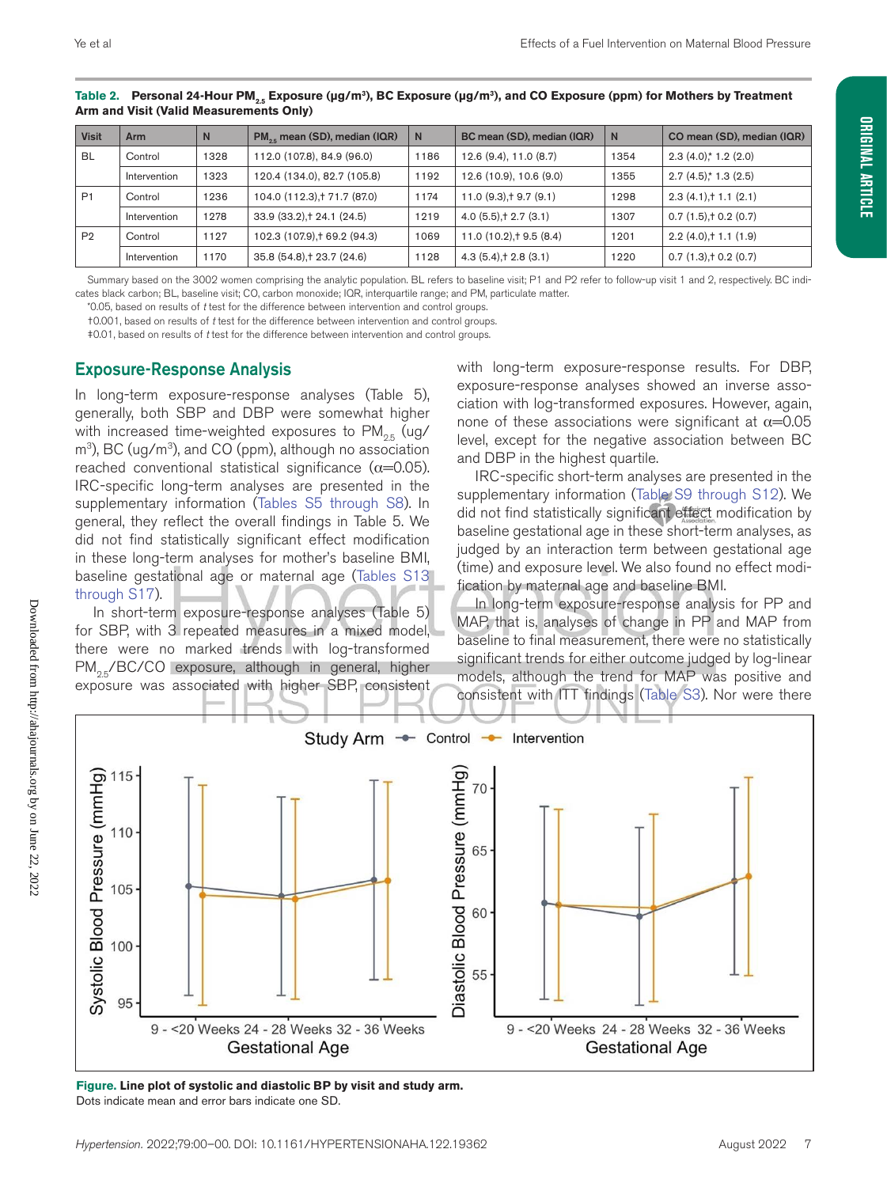**Table 2. Personal 24-Hour $PM_{2.5}$ Exposure (μg/m³), BC Exposure (μg/m³), and CO Exposure (ppm) for Mothers by Treatment Arm and Visit (Valid Measurements Only)**

| Visit | Arm | N | $PM_{2.5}$ mean (SD), median (IQR) | N | BC mean (SD), median (IQR) | N | CO mean (SD), median (IQR) |
|---|---|---|---|---|---|---|---|
| BL | Control | 1328 | 112.0 (107.8), 84.9 (96.0) | 1186 | 12.6 (9.4), 11.0 (8.7) | 1354 | 2.3 (4.0),* 1.2 (2.0) |
| | Intervention | 1323 | 120.4 (134.0), 82.7 (105.8) | 1192 | 12.6 (10.9), 10.6 (9.0) | 1355 | 2.7 (4.5),* 1.3 (2.5) |
| P1 | Control | 1236 | 104.0 (112.3),† 71.7 (87.0) | 1174 | 11.0 (9.3),† 9.7 (9.1) | 1298 | 2.3 (4.1),† 1.1 (2.1) |
| | Intervention | 1278 | 33.9 (33.2),† 24.1 (24.5) | 1219 | 4.0 (5.5),† 2.7 (3.1) | 1307 | 0.7 (1.5),† 0.2 (0.7) |
| P2 | Control | 1127 | 102.3 (107.9),† 69.2 (94.3) | 1069 | 11.0 (10.2),† 9.5 (8.4) | 1201 | 2.2 (4.0),† 1.1 (1.9) |
| | Intervention | 1170 | 35.8 (54.8),† 23.7 (24.6) | 1128 | 4.3 (5.4),† 2.8 (3.1) | 1220 | 0.7 (1.3),† 0.2 (0.7) |

Summary based on the 3002 women comprising the analytic population. BL refers to baseline visit; P1 and P2 refer to follow-up visit 1 and 2, respectively. BC indicates black carbon; BL, baseline visit; CO, carbon monoxide; IQR, interquartile range; and PM, particulate matter.

*0.05, based on results of *t* test for the difference between intervention and control groups.

†0.001, based on results of *t* test for the difference between intervention and control groups.

‡0.01, based on results of *t* test for the difference between intervention and control groups.

## Exposure-Response Analysis

In long-term exposure-response analyses (Table 5), generally, both SBP and DBP were somewhat higher with increased time-weighted exposures to $PM_{2.5}$ (ug/m³), BC (ug/m³), and CO (ppm), although no association reached conventional statistical significance ($\alpha$=0.05). IRC-specific long-term analyses are presented in the supplementary information (Tables S5 through S8). In general, they reflect the overall findings in Table 5. We did not find statistically significant effect modification in these long-term analyses for mother's baseline BMI, baseline gestational age or maternal age (Tables S13 through S17).

In short-term exposure-response analyses (Table 5) for SBP, with 3 repeated measures in a mixed model, there were no marked trends with log-transformed $PM_{2.5}$/BC/CO exposure, although in general, higher exposure was associated with higher SBP, consistent with long-term exposure-response results. For DBP, exposure-response analyses showed an inverse association with log-transformed exposures. However, again, none of these associations were significant at $\alpha$=0.05 level, except for the negative association between BC and DBP in the highest quartile.

IRC-specific short-term analyses are presented in the supplementary information (Table S9 through S12). We did not find statistically significant effect modification by baseline gestational age in these short-term analyses, as judged by an interaction term between gestational age (time) and exposure level. We also found no effect modification by maternal age and baseline BMI.

In long-term exposure-response analysis for PP and MAP, that is, analyses of change in PP and MAP from baseline to final measurement, there were no statistically significant trends for either outcome judged by log-linear models, although the trend for MAP was positive and consistent with ITT findings (Table S3). Nor were there

**Figure. Line plot of systolic and diastolic BP by visit and study arm.**
Dots indicate mean and error bars indicate one SD.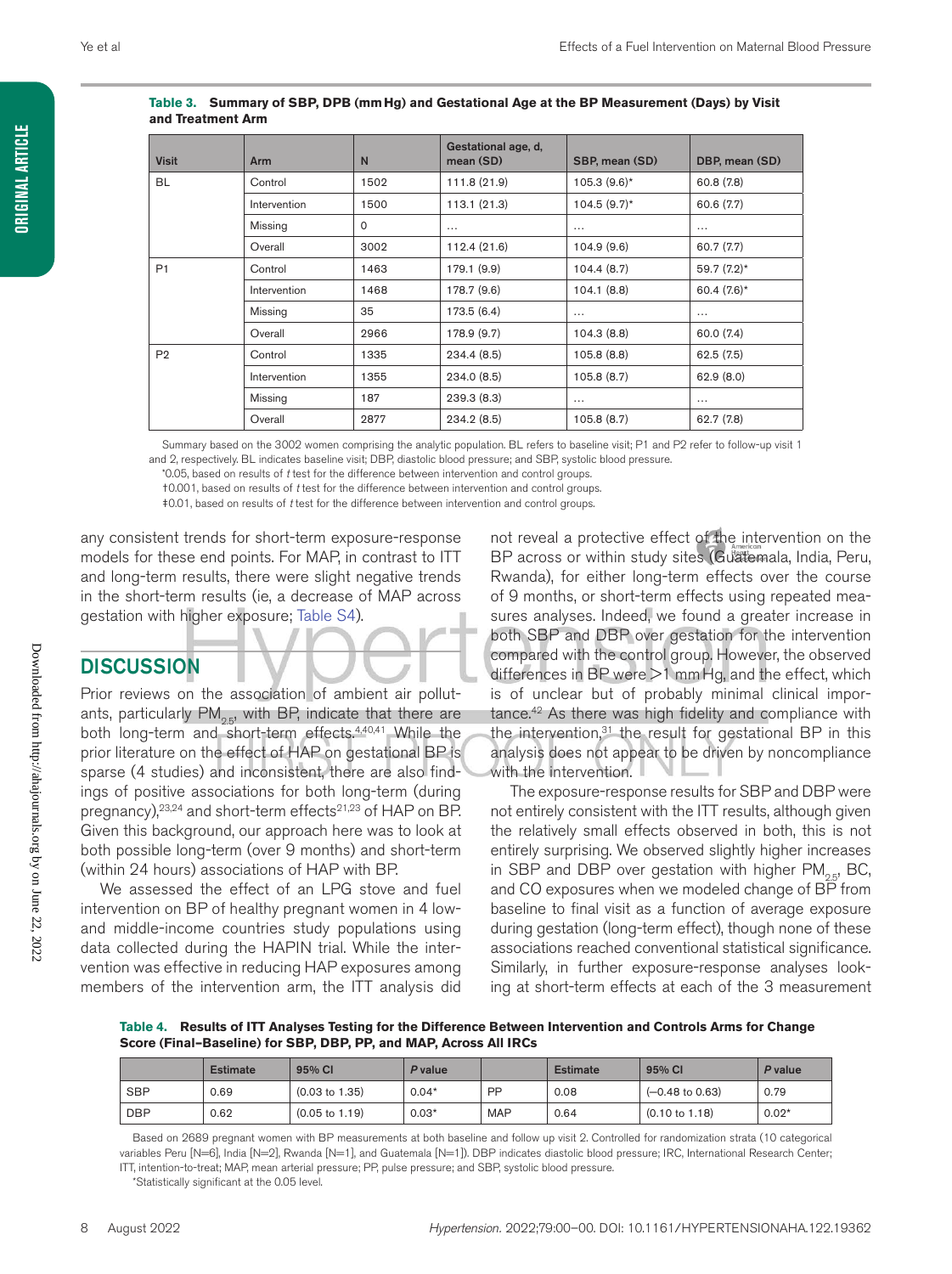**Table 3. Summary of SBP, DPB (mm Hg) and Gestational Age at the BP Measurement (Days) by Visit and Treatment Arm**

| Visit | Arm | N | Gestational age, d, mean (SD) | SBP, mean (SD) | DBP, mean (SD) |
|---|---|---|---|---|---|
| BL | Control | 1502 | 111.8 (21.9) | 105.3 (9.6)* | 60.8 (7.8) |
| | Intervention | 1500 | 113.1 (21.3) | 104.5 (9.7)* | 60.6 (7.7) |
| | Missing | 0 | … | … | … |
| | Overall | 3002 | 112.4 (21.6) | 104.9 (9.6) | 60.7 (7.7) |
| P1 | Control | 1463 | 179.1 (9.9) | 104.4 (8.7) | 59.7 (7.2)* |
| | Intervention | 1468 | 178.7 (9.6) | 104.1 (8.8) | 60.4 (7.6)* |
| | Missing | 35 | 173.5 (6.4) | … | … |
| | Overall | 2966 | 178.9 (9.7) | 104.3 (8.8) | 60.0 (7.4) |
| P2 | Control | 1335 | 234.4 (8.5) | 105.8 (8.8) | 62.5 (7.5) |
| | Intervention | 1355 | 234.0 (8.5) | 105.8 (8.7) | 62.9 (8.0) |
| | Missing | 187 | 239.3 (8.3) | … | … |
| | Overall | 2877 | 234.2 (8.5) | 105.8 (8.7) | 62.7 (7.8) |

Summary based on the 3002 women comprising the analytic population. BL refers to baseline visit; P1 and P2 refer to follow-up visit 1 and 2, respectively. BL indicates baseline visit; DBP, diastolic blood pressure; and SBP, systolic blood pressure.

*0.05, based on results of *t* test for the difference between intervention and control groups.

†0.001, based on results of *t* test for the difference between intervention and control groups.

‡0.01, based on results of *t* test for the difference between intervention and control groups.

any consistent trends for short-term exposure-response models for these end points. For MAP, in contrast to ITT and long-term results, there were slight negative trends in the short-term results (ie, a decrease of MAP across gestation with higher exposure; Table S4).

## DISCUSSION

Prior reviews on the association of ambient air pollutants, particularly $PM_{2.5}$, with BP, indicate that there are both long-term and short-term effects.[4,40,41] While the prior literature on the effect of HAP on gestational BP is sparse (4 studies) and inconsistent, there are also findings of positive associations for both long-term (during pregnancy),[23,24] and short-term effects[21,23] of HAP on BP. Given this background, our approach here was to look at both possible long-term (over 9 months) and short-term (within 24 hours) associations of HAP with BP.

We assessed the effect of an LPG stove and fuel intervention on BP of healthy pregnant women in 4 low- and middle-income countries study populations using data collected during the HAPIN trial. While the intervention was effective in reducing HAP exposures among members of the intervention arm, the ITT analysis did not reveal a protective effect of the intervention on the BP across or within study sites (Guatemala, India, Peru, Rwanda), for either long-term effects over the course of 9 months, or short-term effects using repeated measures analyses. Indeed, we found a greater increase in both SBP and DBP over gestation for the intervention compared with the control group. However, the observed differences in BP were >1 mm Hg, and the effect, which is of unclear but of probably minimal clinical importance.[42] As there was high fidelity and compliance with the intervention,[31] the result for gestational BP in this analysis does not appear to be driven by noncompliance with the intervention.

The exposure-response results for SBP and DBP were not entirely consistent with the ITT results, although given the relatively small effects observed in both, this is not entirely surprising. We observed slightly higher increases in SBP and DBP over gestation with higher $PM_{2.5}$, BC, and CO exposures when we modeled change of BP from baseline to final visit as a function of average exposure during gestation (long-term effect), though none of these associations reached conventional statistical significance. Similarly, in further exposure-response analyses looking at short-term effects at each of the 3 measurement

**Table 4. Results of ITT Analyses Testing for the Difference Between Intervention and Controls Arms for Change Score (Final–Baseline) for SBP, DBP, PP, and MAP, Across All IRCs**

| | Estimate | 95% CI | *P* value | | Estimate | 95% CI | *P* value |
|---|---|---|---|---|---|---|---|
| SBP | 0.69 | (0.03 to 1.35) | 0.04* | PP | 0.08 | (−0.48 to 0.63) | 0.79 |
| DBP | 0.62 | (0.05 to 1.19) | 0.03* | MAP | 0.64 | (0.10 to 1.18) | 0.02* |

Based on 2689 pregnant women with BP measurements at both baseline and follow up visit 2. Controlled for randomization strata (10 categorical variables Peru [N=6], India [N=2], Rwanda [N=1], and Guatemala [N=1]). DBP indicates diastolic blood pressure; IRC, International Research Center; ITT, intention-to-treat; MAP, mean arterial pressure; PP, pulse pressure; and SBP, systolic blood pressure.

*Statistically significant at the 0.05 level.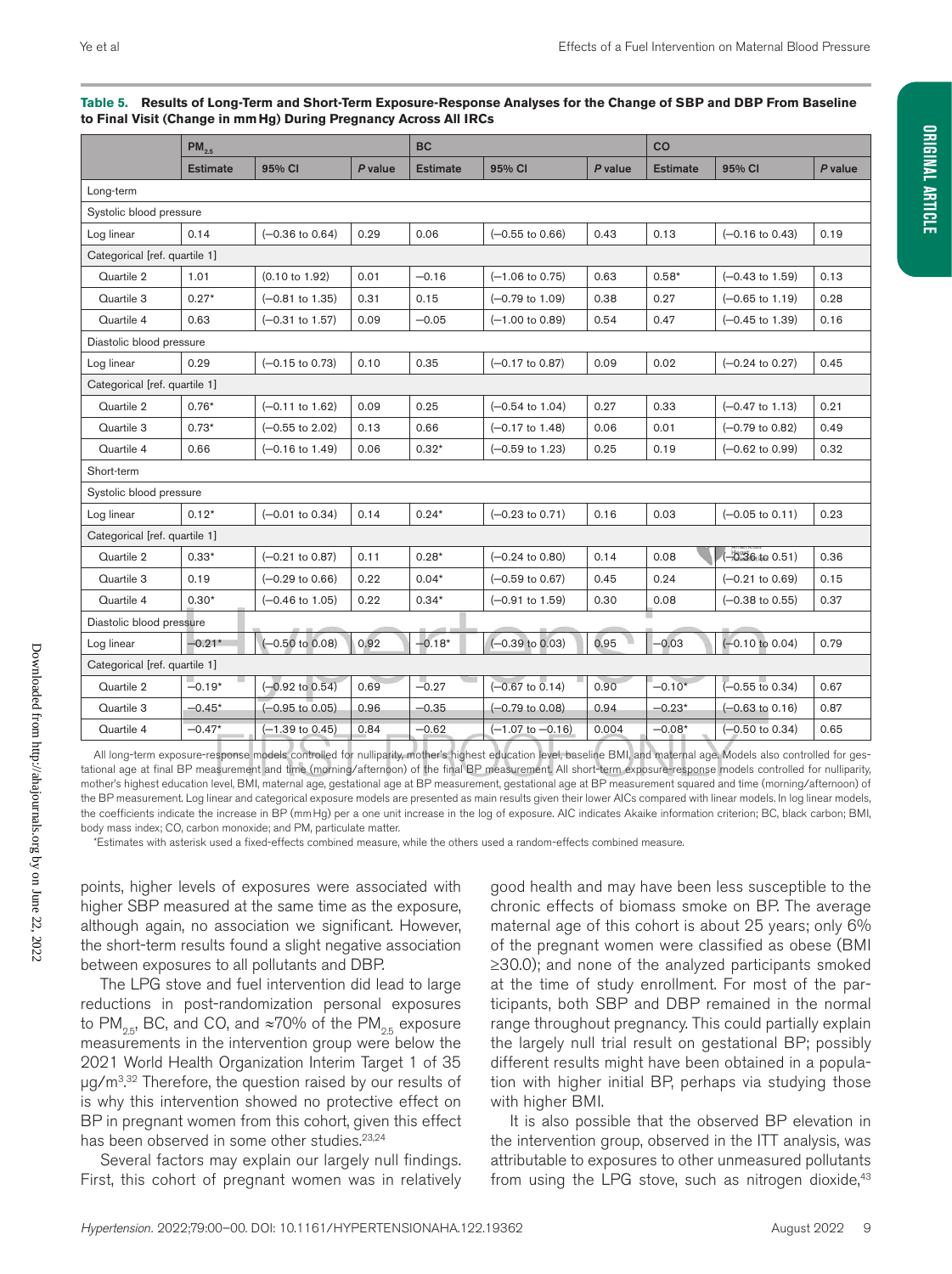**Table 5. Results of Long-Term and Short-Term Exposure-Response Analyses for the Change of SBP and DBP From Baseline to Final Visit (Change in mm Hg) During Pregnancy Across All IRCs**

| | $PM_{2.5}$ | | | BC | | | CO | | |
|---|---|---|---|---|---|---|---|---|---|
| | Estimate | 95% CI | P value | Estimate | 95% CI | P value | Estimate | 95% CI | P value |
| Long-term | | | | | | | | | |
| Systolic blood pressure | | | | | | | | | |
| Log linear | 0.14 | (−0.36 to 0.64) | 0.29 | 0.06 | (−0.55 to 0.66) | 0.43 | 0.13 | (−0.16 to 0.43) | 0.19 |
| Categorical [ref. quartile 1] | | | | | | | | | |
| Quartile 2 | 1.01 | (0.10 to 1.92) | 0.01 | −0.16 | (−1.06 to 0.75) | 0.63 | 0.58* | (−0.43 to 1.59) | 0.13 |
| Quartile 3 | 0.27* | (−0.81 to 1.35) | 0.31 | 0.15 | (−0.79 to 1.09) | 0.38 | 0.27 | (−0.65 to 1.19) | 0.28 |
| Quartile 4 | 0.63 | (−0.31 to 1.57) | 0.09 | −0.05 | (−1.00 to 0.89) | 0.54 | 0.47 | (−0.45 to 1.39) | 0.16 |
| Diastolic blood pressure | | | | | | | | | |
| Log linear | 0.29 | (−0.15 to 0.73) | 0.10 | 0.35 | (−0.17 to 0.87) | 0.09 | 0.02 | (−0.24 to 0.27) | 0.45 |
| Categorical [ref. quartile 1] | | | | | | | | | |
| Quartile 2 | 0.76* | (−0.11 to 1.62) | 0.09 | 0.25 | (−0.54 to 1.04) | 0.27 | 0.33 | (−0.47 to 1.13) | 0.21 |
| Quartile 3 | 0.73* | (−0.55 to 2.02) | 0.13 | 0.66 | (−0.17 to 1.48) | 0.06 | 0.01 | (−0.79 to 0.82) | 0.49 |
| Quartile 4 | 0.66 | (−0.16 to 1.49) | 0.06 | 0.32* | (−0.59 to 1.23) | 0.25 | 0.19 | (−0.62 to 0.99) | 0.32 |
| Short-term | | | | | | | | | |
| Systolic blood pressure | | | | | | | | | |
| Log linear | 0.12* | (−0.01 to 0.34) | 0.14 | 0.24* | (−0.23 to 0.71) | 0.16 | 0.03 | (−0.05 to 0.11) | 0.23 |
| Categorical [ref. quartile 1] | | | | | | | | | |
| Quartile 2 | 0.33* | (−0.21 to 0.87) | 0.11 | 0.28* | (−0.24 to 0.80) | 0.14 | 0.08 | (−0.36 to 0.51) | 0.36 |
| Quartile 3 | 0.19 | (−0.29 to 0.66) | 0.22 | 0.04* | (−0.59 to 0.67) | 0.45 | 0.24 | (−0.21 to 0.69) | 0.15 |
| Quartile 4 | 0.30* | (−0.46 to 1.05) | 0.22 | 0.34* | (−0.91 to 1.59) | 0.30 | 0.08 | (−0.38 to 0.55) | 0.37 |
| Diastolic blood pressure | | | | | | | | | |
| Log linear | −0.21* | (−0.50 to 0.08) | 0.92 | −0.18* | (−0.39 to 0.03) | 0.95 | −0.03 | (−0.10 to 0.04) | 0.79 |
| Categorical [ref. quartile 1] | | | | | | | | | |
| Quartile 2 | −0.19* | (−0.92 to 0.54) | 0.69 | −0.27 | (−0.67 to 0.14) | 0.90 | −0.10* | (−0.55 to 0.34) | 0.67 |
| Quartile 3 | −0.45* | (−0.95 to 0.05) | 0.96 | −0.35 | (−0.79 to 0.08) | 0.94 | −0.23* | (−0.63 to 0.16) | 0.87 |
| Quartile 4 | −0.47* | (−1.39 to 0.45) | 0.84 | −0.62 | (−1.07 to −0.16) | 0.004 | −0.08* | (−0.50 to 0.34) | 0.65 |

All long-term exposure-response models controlled for nulliparity, mother's highest education level, baseline BMI, and maternal age. Models also controlled for gestational age at final BP measurement and time (morning/afternoon) of the final BP measurement. All short-term exposure-response models controlled for nulliparity, mother's highest education level, BMI, maternal age, gestational age at BP measurement, gestational age at BP measurement squared and time (morning/afternoon) of the BP measurement. Log linear and categorical exposure models are presented as main results given their lower AICs compared with linear models. In log linear models, the coefficients indicate the increase in BP (mm Hg) per a one unit increase in the log of exposure. AIC indicates Akaike information criterion; BC, black carbon; BMI, body mass index; CO, carbon monoxide; and PM, particulate matter.

*Estimates with asterisk used a fixed-effects combined measure, while the others used a random-effects combined measure.

points, higher levels of exposures were associated with higher SBP measured at the same time as the exposure, although again, no association we significant. However, the short-term results found a slight negative association between exposures to all pollutants and DBP.

The LPG stove and fuel intervention did lead to large reductions in post-randomization personal exposures to $PM_{2.5}$, BC, and CO, and ≈70% of the $PM_{2.5}$ exposure measurements in the intervention group were below the 2021 World Health Organization Interim Target 1 of 35 μg/m³.[32] Therefore, the question raised by our results of is why this intervention showed no protective effect on BP in pregnant women from this cohort, given this effect has been observed in some other studies.[23,24]

Several factors may explain our largely null findings. First, this cohort of pregnant women was in relatively good health and may have been less susceptible to the chronic effects of biomass smoke on BP. The average maternal age of this cohort is about 25 years; only 6% of the pregnant women were classified as obese (BMI ≥30.0); and none of the analyzed participants smoked at the time of study enrollment. For most of the participants, both SBP and DBP remained in the normal range throughout pregnancy. This could partially explain the largely null trial result on gestational BP; possibly different results might have been obtained in a population with higher initial BP, perhaps via studying those with higher BMI.

It is also possible that the observed BP elevation in the intervention group, observed in the ITT analysis, was attributable to exposures to other unmeasured pollutants from using the LPG stove, such as nitrogen dioxide,[43]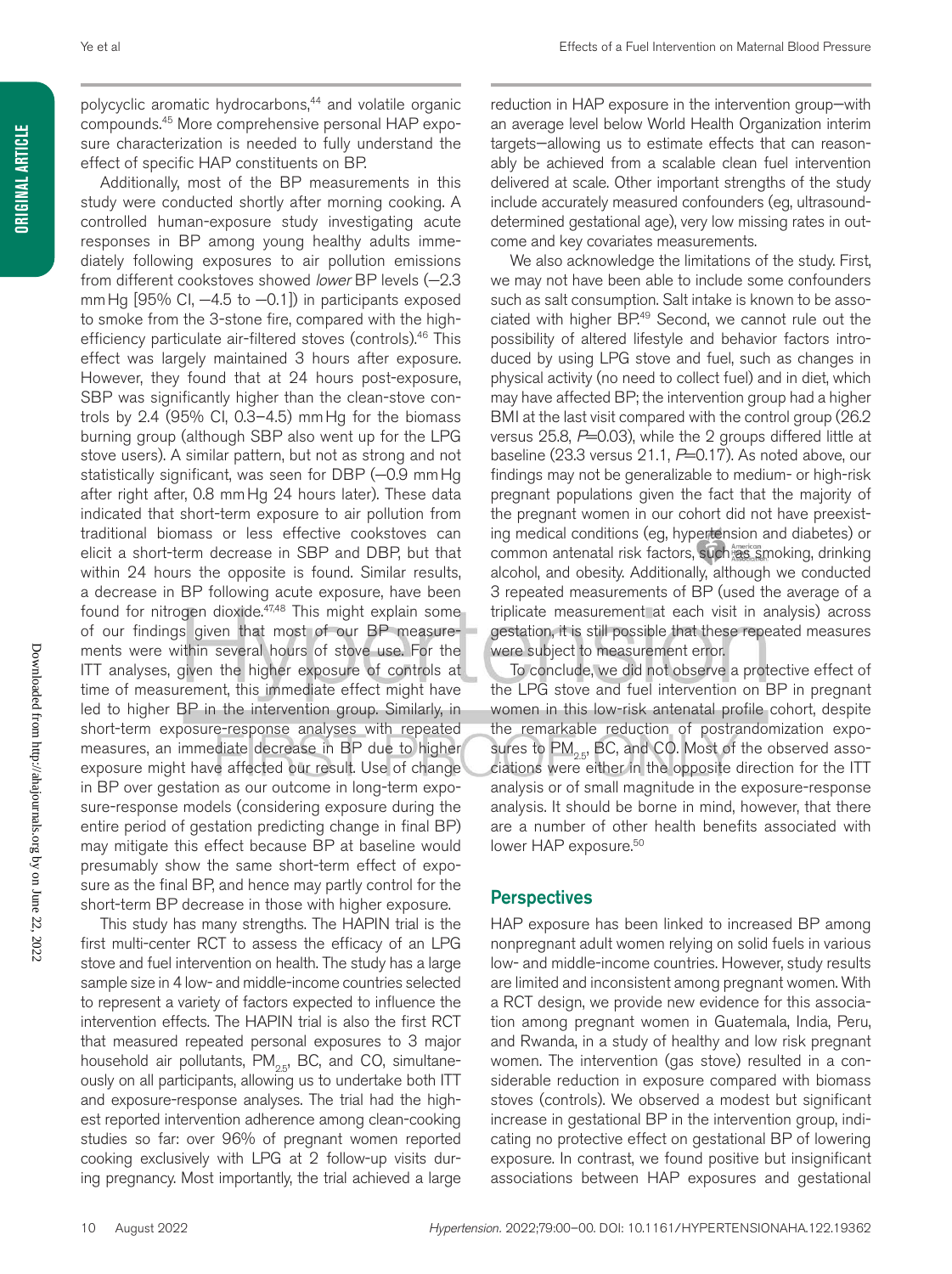polycyclic aromatic hydrocarbons,[44] and volatile organic compounds.[45] More comprehensive personal HAP exposure characterization is needed to fully understand the effect of specific HAP constituents on BP.

Additionally, most of the BP measurements in this study were conducted shortly after morning cooking. A controlled human-exposure study investigating acute responses in BP among young healthy adults immediately following exposures to air pollution emissions from different cookstoves showed *lower* BP levels (−2.3 mm Hg [95% CI, −4.5 to −0.1]) in participants exposed to smoke from the 3-stone fire, compared with the high-efficiency particulate air-filtered stoves (controls).[46] This effect was largely maintained 3 hours after exposure. However, they found that at 24 hours post-exposure, SBP was significantly higher than the clean-stove controls by 2.4 (95% CI, 0.3–4.5) mm Hg for the biomass burning group (although SBP also went up for the LPG stove users). A similar pattern, but not as strong and not statistically significant, was seen for DBP (−0.9 mm Hg after right after, 0.8 mm Hg 24 hours later). These data indicated that short-term exposure to air pollution from traditional biomass or less effective cookstoves can elicit a short-term decrease in SBP and DBP, but that within 24 hours the opposite is found. Similar results, a decrease in BP following acute exposure, have been found for nitrogen dioxide.[47,48] This might explain some of our findings given that most of our BP measurements were within several hours of stove use. For the ITT analyses, given the higher exposure of controls at time of measurement, this immediate effect might have led to higher BP in the intervention group. Similarly, in short-term exposure-response analyses with repeated measures, an immediate decrease in BP due to higher exposure might have affected our result. Use of change in BP over gestation as our outcome in long-term exposure-response models (considering exposure during the entire period of gestation predicting change in final BP) may mitigate this effect because BP at baseline would presumably show the same short-term effect of exposure as the final BP, and hence may partly control for the short-term BP decrease in those with higher exposure.

This study has many strengths. The HAPIN trial is the first multi-center RCT to assess the efficacy of an LPG stove and fuel intervention on health. The study has a large sample size in 4 low- and middle-income countries selected to represent a variety of factors expected to influence the intervention effects. The HAPIN trial is also the first RCT that measured repeated personal exposures to 3 major household air pollutants, $PM_{2.5}$, BC, and CO, simultaneously on all participants, allowing us to undertake both ITT and exposure-response analyses. The trial had the highest reported intervention adherence among clean-cooking studies so far: over 96% of pregnant women reported cooking exclusively with LPG at 2 follow-up visits during pregnancy. Most importantly, the trial achieved a large reduction in HAP exposure in the intervention group—with an average level below World Health Organization interim targets—allowing us to estimate effects that can reasonably be achieved from a scalable clean fuel intervention delivered at scale. Other important strengths of the study include accurately measured confounders (eg, ultrasound-determined gestational age), very low missing rates in outcome and key covariates measurements.

We also acknowledge the limitations of the study. First, we may not have been able to include some confounders such as salt consumption. Salt intake is known to be associated with higher BP.[49] Second, we cannot rule out the possibility of altered lifestyle and behavior factors introduced by using LPG stove and fuel, such as changes in physical activity (no need to collect fuel) and in diet, which may have affected BP; the intervention group had a higher BMI at the last visit compared with the control group (26.2 versus 25.8, $P$=0.03), while the 2 groups differed little at baseline (23.3 versus 21.1, $P$=0.17). As noted above, our findings may not be generalizable to medium- or high-risk pregnant populations given the fact that the majority of the pregnant women in our cohort did not have preexisting medical conditions (eg, hypertension and diabetes) or common antenatal risk factors, such as smoking, drinking alcohol, and obesity. Additionally, although we conducted 3 repeated measurements of BP (used the average of a triplicate measurement at each visit in analysis) across gestation, it is still possible that these repeated measures were subject to measurement error.

To conclude, we did not observe a protective effect of the LPG stove and fuel intervention on BP in pregnant women in this low-risk antenatal profile cohort, despite the remarkable reduction of postrandomization exposures to $PM_{2.5}$, BC, and CO. Most of the observed associations were either in the opposite direction for the ITT analysis or of small magnitude in the exposure-response analysis. It should be borne in mind, however, that there are a number of other health benefits associated with lower HAP exposure.[50]

## Perspectives

HAP exposure has been linked to increased BP among nonpregnant adult women relying on solid fuels in various low- and middle-income countries. However, study results are limited and inconsistent among pregnant women. With a RCT design, we provide new evidence for this association among pregnant women in Guatemala, India, Peru, and Rwanda, in a study of healthy and low risk pregnant women. The intervention (gas stove) resulted in a considerable reduction in exposure compared with biomass stoves (controls). We observed a modest but significant increase in gestational BP in the intervention group, indicating no protective effect on gestational BP of lowering exposure. In contrast, we found positive but insignificant associations between HAP exposures and gestational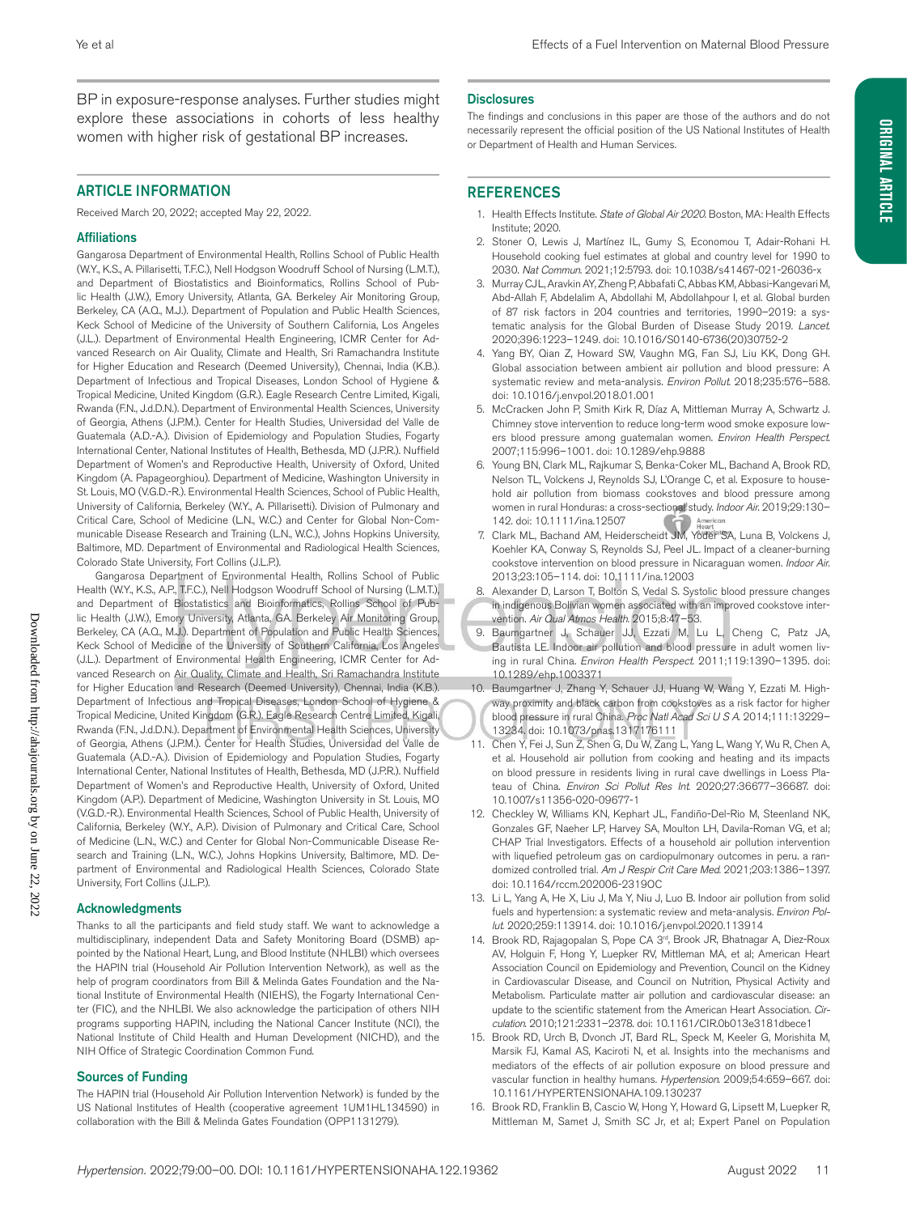BP in exposure-response analyses. Further studies might explore these associations in cohorts of less healthy women with higher risk of gestational BP increases.

## ARTICLE INFORMATION

Received March 20, 2022; accepted May 22, 2022.

### Affiliations

Gangarosa Department of Environmental Health, Rollins School of Public Health (W.Y., K.S., A. Pillarisetti, T.F.C.), Nell Hodgson Woodruff School of Nursing (L.M.T.), and Department of Biostatistics and Bioinformatics, Rollins School of Public Health (J.W.), Emory University, Atlanta, GA. Berkeley Air Monitoring Group, Berkeley, CA (A.Q., M.J.). Department of Population and Public Health Sciences, Keck School of Medicine of the University of Southern California, Los Angeles (J.L.). Department of Environmental Health Engineering, ICMR Center for Advanced Research on Air Quality, Climate and Health, Sri Ramachandra Institute for Higher Education and Research (Deemed University), Chennai, India (K.B.). Department of Infectious and Tropical Diseases, London School of Hygiene & Tropical Medicine, United Kingdom (G.R.). Eagle Research Centre Limited, Kigali, Rwanda (F.N., J.d.D.N.). Department of Environmental Health Sciences, University of Georgia, Athens (J.P.M.). Center for Health Studies, Universidad del Valle de Guatemala (A.D.-A.). Division of Epidemiology and Population Studies, Fogarty International Center, National Institutes of Health, Bethesda, MD (J.P.R.). Nuffield Department of Women's and Reproductive Health, University of Oxford, United Kingdom (A. Papageorghiou). Department of Medicine, Washington University in St. Louis, MO (V.G.D.-R.). Environmental Health Sciences, School of Public Health, University of California, Berkeley (W.Y., A. Pillarisetti). Division of Pulmonary and Critical Care, School of Medicine (L.N., W.C.) and Center for Global Non-Communicable Disease Research and Training (L.N., W.C.), Johns Hopkins University, Baltimore, MD. Department of Environmental and Radiological Health Sciences, Colorado State University, Fort Collins (J.L.P.).

Gangarosa Department of Environmental Health, Rollins School of Public Health (W.Y., K.S., A.P., T.F.C.), Nell Hodgson Woodruff School of Nursing (L.M.T.), and Department of Biostatistics and Bioinformatics, Rollins School of Public Health (J.W.), Emory University, Atlanta, GA. Berkeley Air Monitoring Group, Berkeley, CA (A.Q., M.J.). Department of Population and Public Health Sciences, Keck School of Medicine of the University of Southern California, Los Angeles (J.L.). Department of Environmental Health Engineering, ICMR Center for Advanced Research on Air Quality, Climate and Health, Sri Ramachandra Institute for Higher Education and Research (Deemed University), Chennai, India (K.B.). Department of Infectious and Tropical Diseases, London School of Hygiene & Tropical Medicine, United Kingdom (G.R.). Eagle Research Centre Limited, Kigali, Rwanda (F.N., J.d.D.N.). Department of Environmental Health Sciences, University of Georgia, Athens (J.P.M.). Center for Health Studies, Universidad del Valle de Guatemala (A.D.-A.). Division of Epidemiology and Population Studies, Fogarty International Center, National Institutes of Health, Bethesda, MD (J.P.R.). Nuffield Department of Women's and Reproductive Health, University of Oxford, United Kingdom (A.P.). Department of Medicine, Washington University in St. Louis, MO (V.G.D.-R.). Environmental Health Sciences, School of Public Health, University of California, Berkeley (W.Y., A.P.). Division of Pulmonary and Critical Care, School of Medicine (L.N., W.C.) and Center for Global Non-Communicable Disease Research and Training (L.N., W.C.), Johns Hopkins University, Baltimore, MD. Department of Environmental and Radiological Health Sciences, Colorado State University, Fort Collins (J.L.P.).

### Acknowledgments

Thanks to all the participants and field study staff. We want to acknowledge a multidisciplinary, independent Data and Safety Monitoring Board (DSMB) appointed by the National Heart, Lung, and Blood Institute (NHLBI) which oversees the HAPIN trial (Household Air Pollution Intervention Network), as well as the help of program coordinators from Bill & Melinda Gates Foundation and the National Institute of Environmental Health (NIEHS), the Fogarty International Center (FIC), and the NHLBI. We also acknowledge the participation of others NIH programs supporting HAPIN, including the National Cancer Institute (NCI), the National Institute of Child Health and Human Development (NICHD), and the NIH Office of Strategic Coordination Common Fund.

### Sources of Funding

The HAPIN trial (Household Air Pollution Intervention Network) is funded by the US National Institutes of Health (cooperative agreement 1UM1HL134590) in collaboration with the Bill & Melinda Gates Foundation (OPP1131279).

### Disclosures

The findings and conclusions in this paper are those of the authors and do not necessarily represent the official position of the US National Institutes of Health or Department of Health and Human Services.

## REFERENCES

1. Health Effects Institute. *State of Global Air 2020*. Boston, MA: Health Effects Institute; 2020.
2. Stoner O, Lewis J, Martínez IL, Gumy S, Economou T, Adair-Rohani H. Household cooking fuel estimates at global and country level for 1990 to 2030. *Nat Commun*. 2021;12:5793. doi: 10.1038/s41467-021-26036-x
3. Murray CJL, Aravkin AY, Zheng P, Abbafati C, Abbas KM, Abbasi-Kangevari M, Abd-Allah F, Abdelalim A, Abdollahi M, Abdollahpour I, et al. Global burden of 87 risk factors in 204 countries and territories, 1990–2019: a systematic analysis for the Global Burden of Disease Study 2019. *Lancet*. 2020;396:1223–1249. doi: 10.1016/S0140-6736(20)30752-2
4. Yang BY, Qian Z, Howard SW, Vaughn MG, Fan SJ, Liu KK, Dong GH. Global association between ambient air pollution and blood pressure: A systematic review and meta-analysis. *Environ Pollut*. 2018;235:576–588. doi: 10.1016/j.envpol.2018.01.001
5. McCracken John P, Smith Kirk R, Díaz A, Mittleman Murray A, Schwartz J. Chimney stove intervention to reduce long-term wood smoke exposure lowers blood pressure among guatemalan women. *Environ Health Perspect*. 2007;115:996–1001. doi: 10.1289/ehp.9888
6. Young BN, Clark ML, Rajkumar S, Benka-Coker ML, Bachand A, Brook RD, Nelson TL, Volckens J, Reynolds SJ, L'Orange C, et al. Exposure to household air pollution from biomass cookstoves and blood pressure among women in rural Honduras: a cross-sectional study. *Indoor Air*. 2019;29:130–142. doi: 10.1111/ina.12507
7. Clark ML, Bachand AM, Heiderscheidt JM, Yoder SA, Luna B, Volckens J, Koehler KA, Conway S, Reynolds SJ, Peel JL. Impact of a cleaner-burning cookstove intervention on blood pressure in Nicaraguan women. *Indoor Air*. 2013;23:105–114. doi: 10.1111/ina.12003
8. Alexander D, Larson T, Bolton S, Vedal S. Systolic blood pressure changes in indigenous Bolivian women associated with an improved cookstove intervention. *Air Qual Atmos Health*. 2015;8:47–53.
9. Baumgartner J, Schauer JJ, Ezzati M, Lu L, Cheng C, Patz JA, Bautista LE. Indoor air pollution and blood pressure in adult women living in rural China. *Environ Health Perspect*. 2011;119:1390–1395. doi: 10.1289/ehp.1003371
10. Baumgartner J, Zhang Y, Schauer JJ, Huang W, Wang Y, Ezzati M. Highway proximity and black carbon from cookstoves as a risk factor for higher blood pressure in rural China. *Proc Natl Acad Sci U S A*. 2014;111:13229–13234. doi: 10.1073/pnas.1317176111
11. Chen Y, Fei J, Sun Z, Shen G, Du W, Zang L, Yang L, Wang Y, Wu R, Chen A, et al. Household air pollution from cooking and heating and its impacts on blood pressure in residents living in rural cave dwellings in Loess Plateau of China. *Environ Sci Pollut Res Int*. 2020;27:36677–36687. doi: 10.1007/s11356-020-09677-1
12. Checkley W, Williams KN, Kephart JL, Fandiño-Del-Rio M, Steenland NK, Gonzales GF, Naeher LP, Harvey SA, Moulton LH, Davila-Roman VG, et al; CHAP Trial Investigators. Effects of a household air pollution intervention with liquefied petroleum gas on cardiopulmonary outcomes in peru. a randomized controlled trial. *Am J Respir Crit Care Med*. 2021;203:1386–1397. doi: 10.1164/rccm.202006-2319OC
13. Li L, Yang A, He X, Liu J, Ma Y, Niu J, Luo B. Indoor air pollution from solid fuels and hypertension: a systematic review and meta-analysis. *Environ Pollut*. 2020;259:113914. doi: 10.1016/j.envpol.2020.113914
14. Brook RD, Rajagopalan S, Pope CA 3rd, Brook JR, Bhatnagar A, Diez-Roux AV, Holguin F, Hong Y, Luepker RV, Mittleman MA, et al; American Heart Association Council on Epidemiology and Prevention, Council on the Kidney in Cardiovascular Disease, and Council on Nutrition, Physical Activity and Metabolism. Particulate matter air pollution and cardiovascular disease: an update to the scientific statement from the American Heart Association. *Circulation*. 2010;121:2331–2378. doi: 10.1161/CIR.0b013e3181dbece1
15. Brook RD, Urch B, Dvonch JT, Bard RL, Speck M, Keeler G, Morishita M, Marsik FJ, Kamal AS, Kaciroti N, et al. Insights into the mechanisms and mediators of the effects of air pollution exposure on blood pressure and vascular function in healthy humans. *Hypertension*. 2009;54:659–667. doi: 10.1161/HYPERTENSIONAHA.109.130237
16. Brook RD, Franklin B, Cascio W, Hong Y, Howard G, Lipsett M, Luepker R, Mittleman M, Samet J, Smith SC Jr, et al; Expert Panel on Population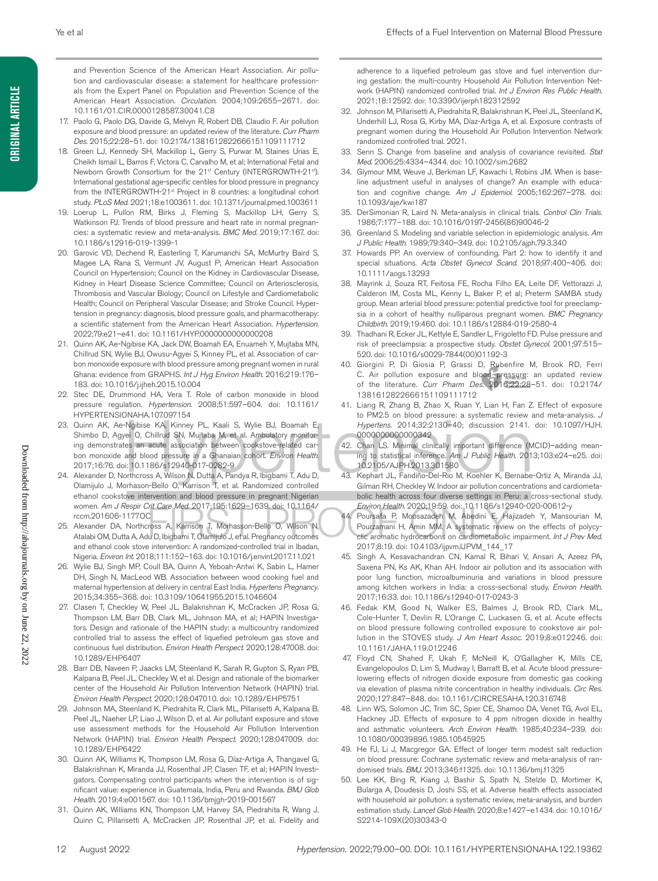and Prevention Science of the American Heart Association. Air pollution and cardiovascular disease: a statement for healthcare professionals from the Expert Panel on Population and Prevention Science of the American Heart Association. *Circulation*. 2004;109:2655–2671. doi: 10.1161/01.CIR.0000128587.30041.C8

17. Paolo G, Paolo DG, Davide G, Melvyn R, Robert DB, Claudio F. Air pollution exposure and blood pressure: an updated review of the literature. *Curr Pharm Des*. 2015;22:28–51. doi: 10.2174/1381612822666151109111712
18. Green LJ, Kennedy SH, Mackillop L, Gerry S, Purwar M, Staines Urias E, Cheikh Ismail L, Barros F, Victora C, Carvalho M, et al; International Fetal and Newborn Growth Consortium for the 21st Century (INTERGROWTH-21st). International gestational age-specific centiles for blood pressure in pregnancy from the INTERGROWTH-21st Project in 8 countries: a longitudinal cohort study. *PLoS Med*. 2021;18:e1003611. doi: 10.1371/journal.pmed.1003611
19. Loerup L, Pullon RM, Birks J, Fleming S, Mackillop LH, Gerry S, Watkinson PJ. Trends of blood pressure and heart rate in normal pregnancies: a systematic review and meta-analysis. *BMC Med*. 2019;17:167. doi: 10.1186/s12916-019-1399-1
20. Garovic VD, Dechend R, Easterling T, Karumanchi SA, McMurtry Baird S, Magee LA, Rana S, Vermunt JV, August P; American Heart Association Council on Hypertension; Council on the Kidney in Cardiovascular Disease, Kidney in Heart Disease Science Committee; Council on Arteriosclerosis, Thrombosis and Vascular Biology; Council on Lifestyle and Cardiometabolic Health; Council on Peripheral Vascular Disease; and Stroke Council. Hypertension in pregnancy: diagnosis, blood pressure goals, and pharmacotherapy: a scientific statement from the American Heart Association. *Hypertension*. 2022;79:e21–e41. doi: 10.1161/HYP.0000000000000208
21. Quinn AK, Ae-Ngibise KA, Jack DW, Boamah EA, Enuameh Y, Mujtaba MN, Chillrud SN, Wylie BJ, Owusu-Agyei S, Kinney PL, et al. Association of carbon monoxide exposure with blood pressure among pregnant women in rural Ghana: evidence from GRAPHS. *Int J Hyg Environ Health*. 2016;219:176–183. doi: 10.1016/j.ijheh.2015.10.004
22. Stec DE, Drummond HA, Vera T. Role of carbon monoxide in blood pressure regulation. *Hypertension*. 2008;51:597–604. doi: 10.1161/HYPERTENSIONAHA.107.097154
23. Quinn AK, Ae-Ngibise KA, Kinney PL, Kaali S, Wylie BJ, Boamah E, Shimbo D, Agyei O, Chillrud SN, Mujtaba M, et al. Ambulatory monitoring demonstrates an acute association between cookstove-related carbon monoxide and blood pressure in a Ghanaian cohort. *Environ Health*. 2017;16:76. doi: 10.1186/s12940-017-0282-9
24. Alexander D, Northcross A, Wilson N, Dutta A, Pandya R, Ibigbami T, Adu D, Olamijulo J, Morhason-Bello O, Karrison T, et al. Randomized controlled ethanol cookstove intervention and blood pressure in pregnant Nigerian women. *Am J Respir Crit Care Med*. 2017;195:1629–1639. doi: 10.1164/rccm.201606-1177OC
25. Alexander DA, Northcross A, Karrison T, Morhasson-Bello O, Wilson N, Atalabi OM, Dutta A, Adu D, Ibigbami T, Olamijulo J, et al. Pregnancy outcomes and ethanol cook stove intervention: A randomized-controlled trial in Ibadan, Nigeria. *Environ Int*. 2018;111:152–163. doi: 10.1016/j.envint.2017.11.021
26. Wylie BJ, Singh MP, Coull BA, Quinn A, Yeboah-Antwi K, Sabin L, Hamer DH, Singh N, MacLeod WB. Association between wood cooking fuel and maternal hypertension at delivery in central East India. *Hypertens Pregnancy*. 2015;34:355–368. doi: 10.3109/10641955.2015.1046604
27. Clasen T, Checkley W, Peel JL, Balakrishnan K, McCracken JP, Rosa G, Thompson LM, Barr DB, Clark ML, Johnson MA, et al; HAPIN Investigators. Design and rationale of the HAPIN study: a multicountry randomized controlled trial to assess the effect of liquefied petroleum gas stove and continuous fuel distribution. *Environ Health Perspect*. 2020;128:47008. doi: 10.1289/EHP6407
28. Barr DB, Naveen P, Jaacks LM, Steenland K, Sarah R, Gupton S, Ryan PB, Kalpana B, Peel JL, Checkley W, et al. Design and rationale of the biomarker center of the Household Air Pollution Intervention Network (HAPIN) trial. *Environ Health Perspect*. 2020;128:047010. doi: 10.1289/EHP5751
29. Johnson MA, Steenland K, Piedrahita R, Clark ML, Pillarisetti A, Kalpana B, Peel JL, Naeher LP, Liao J, Wilson D, et al. Air pollutant exposure and stove use assessment methods for the Household Air Pollution Intervention Network (HAPIN) trial. *Environ Health Perspect*. 2020;128:047009. doi: 10.1289/EHP6422
30. Quinn AK, Williams K, Thompson LM, Rosa G, Díaz-Artiga A, Thangavel G, Balakrishnan K, Miranda JJ, Rosenthal JP, Clasen TF, et al; HAPIN Investigators. Compensating control participants when the intervention is of significant value: experience in Guatemala, India, Peru and Rwanda. *BMJ Glob Health*. 2019;4:e001567. doi: 10.1136/bmjgh-2019-001567
31. Quinn AK, Williams KN, Thompson LM, Harvey SA, Piedrahita R, Wang J, Quinn C, Pillarisetti A, McCracken JP, Rosenthal JP, et al. Fidelity and adherence to a liquefied petroleum gas stove and fuel intervention during gestation: the multi-country Household Air Pollution Intervention Network (HAPIN) randomized controlled trial. *Int J Environ Res Public Health*. 2021;18:12592. doi: 10.3390/ijerph182312592
32. Johnson M, Pillarisetti A, Piedrahita R, Balakrishnan K, Peel JL, Steenland K, Underhill LJ, Rosa G, Kirby MA, Díaz-Artiga A, et al. Exposure contrasts of pregnant women during the Household Air Pollution Intervention Network randomized controlled trial. 2021.
33. Senn S. Change from baseline and analysis of covariance revisited. *Stat Med*. 2006;25:4334–4344. doi: 10.1002/sim.2682
34. Glymour MM, Weuve J, Berkman LF, Kawachi I, Robins JM. When is baseline adjustment useful in analyses of change? An example with education and cognitive change. *Am J Epidemiol*. 2005;162:267–278. doi: 10.1093/aje/kwi187
35. DerSimonian R, Laird N. Meta-analysis in clinical trials. *Control Clin Trials*. 1986;7:177–188. doi: 10.1016/0197-2456(86)90046-2
36. Greenland S. Modeling and variable selection in epidemiologic analysis. *Am J Public Health*. 1989;79:340–349. doi: 10.2105/ajph.79.3.340
37. Howards PP. An overview of confounding. Part 2: how to identify it and special situations. *Acta Obstet Gynecol Scand*. 2018;97:400–406. doi: 10.1111/aogs.13293
38. Mayrink J, Souza RT, Feitosa FE, Rocha Filho EA, Leite DF, Vettorazzi J, Calderon IM, Costa ML, Kenny L, Baker P, et al; Preterm SAMBA study group. Mean arterial blood pressure: potential predictive tool for preeclampsia in a cohort of healthy nulliparous pregnant women. *BMC Pregnancy Childbirth*. 2019;19:460. doi: 10.1186/s12884-019-2580-4
39. Thadhani R, Ecker JL, Kettyle E, Sandler L, Frigoletto FD. Pulse pressure and risk of preeclampsia: a prospective study. *Obstet Gynecol*. 2001;97:515–520. doi: 10.1016/s0029-7844(00)01192-3
40. Giorgini P, Di Giosia P, Grassi D, Rubenfire M, Brook RD, Ferri C. Air pollution exposure and blood pressure: an updated review of the literature. *Curr Pharm Des*. 2016;22:28–51. doi: 10.2174/1381612822666151109111712
41. Liang R, Zhang B, Zhao X, Ruan Y, Lian H, Fan Z. Effect of exposure to PM2.5 on blood pressure: a systematic review and meta-analysis. *J Hypertens*. 2014;32:2130–40; discussion 2141. doi: 10.1097/HJH.0000000000000342
42. Chan LS. Minimal clinically important difference (MCID)–adding meaning to statistical inference. *Am J Public Health*. 2013;103:e24–e25. doi: 10.2105/AJPH.2013.301580
43. Kephart JL, Fandiño-Del-Rio M, Koehler K, Bernabe-Ortiz A, Miranda JJ, Gilman RH, Checkley W. Indoor air pollution concentrations and cardiometabolic health across four diverse settings in Peru: a cross-sectional study. *Environ Health*. 2020;19:59. doi: 10.1186/s12940-020-00612-y
44. Poursafa P, Moosazadeh M, Abedini E, Hajizadeh Y, Mansourian M, Pourzamani H, Amin MM. A systematic review on the effects of polycyclic aromatic hydrocarbons on cardiometabolic impairment. *Int J Prev Med*. 2017;8:19. doi: 10.4103/ijpvm.IJPVM_144_17
45. Singh A, Kesavachandran CN, Kamal R, Bihari V, Ansari A, Azeez PA, Saxena PN, Ks AK, Khan AH. Indoor air pollution and its association with poor lung function, microalbuminuria and variations in blood pressure among kitchen workers in India: a cross-sectional study. *Environ Health*. 2017;16:33. doi: 10.1186/s12940-017-0243-3
46. Fedak KM, Good N, Walker ES, Balmes J, Brook RD, Clark ML, Cole-Hunter T, Devlin R, L'Orange C, Luckasen G, et al. Acute effects on blood pressure following controlled exposure to cookstove air pollution in the STOVES study. *J Am Heart Assoc*. 2019;8:e012246. doi: 10.1161/JAHA.119.012246
47. Floyd CN, Shahed F, Ukah F, McNeill K, O'Gallagher K, Mills CE, Evangelopoulos D, Lim S, Mudway I, Barratt B, et al. Acute blood pressure-lowering effects of nitrogen dioxide exposure from domestic gas cooking via elevation of plasma nitrite concentration in healthy individuals. *Circ Res*. 2020;127:847–848. doi: 10.1161/CIRCRESAHA.120.316748
48. Linn WS, Solomon JC, Trim SC, Spier CE, Shamoo DA, Venet TG, Avol EL, Hackney JD. Effects of exposure to 4 ppm nitrogen dioxide in healthy and asthmatic volunteers. *Arch Environ Health*. 1985;40:234–239. doi: 10.1080/00039896.1985.10545925
49. He FJ, Li J, Macgregor GA. Effect of longer term modest salt reduction on blood pressure: Cochrane systematic review and meta-analysis of randomised trials. *BMJ*. 2013;346:f1325. doi: 10.1136/bmj.f1325
50. Lee KK, Bing R, Kiang J, Bashir S, Spath N, Stelzle D, Mortimer K, Bularga A, Doudesis D, Joshi SS, et al. Adverse health effects associated with household air pollution: a systematic review, meta-analysis, and burden estimation study. *Lancet Glob Health*. 2020;8:e1427–e1434. doi: 10.1016/S2214-109X(20)30343-0